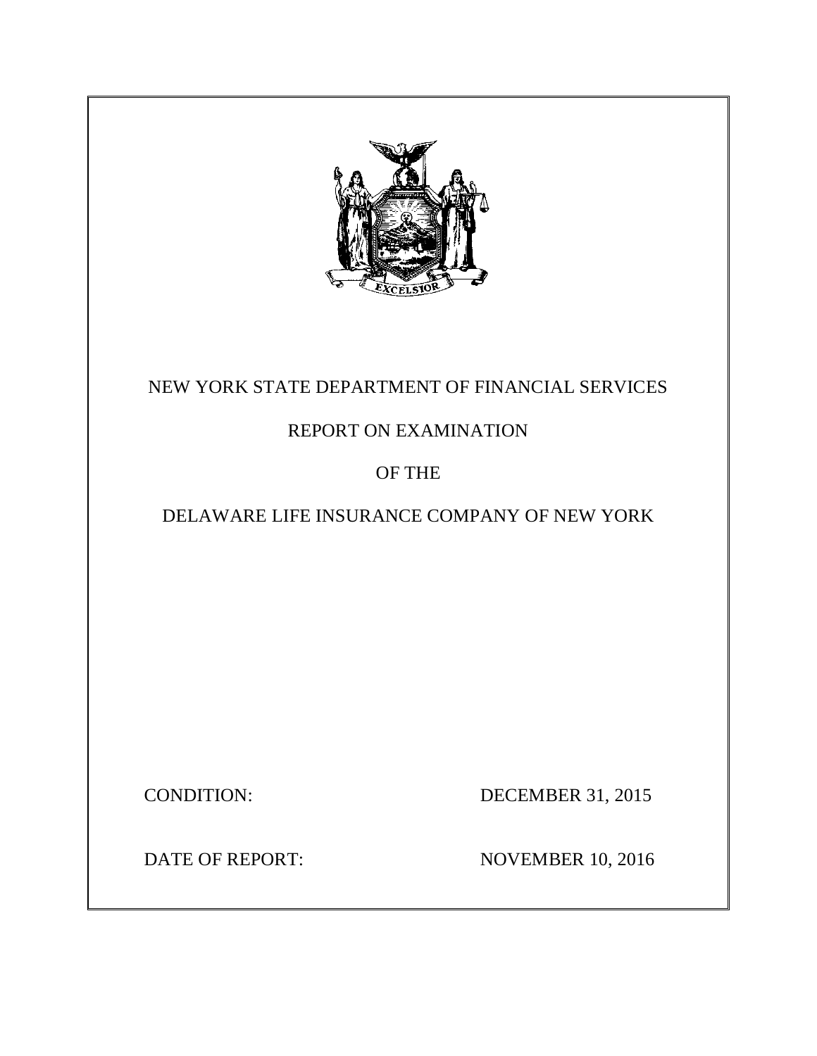# NEW YORK STATE DEPARTMENT OF FINANCIAL SERVICES

## REPORT ON EXAMINATION

## OF THE

## DELAWARE LIFE INSURANCE COMPANY OF NEW YORK

CONDITION: DECEMBER 31, 2015

DATE OF REPORT: NOVEMBER 10, 2016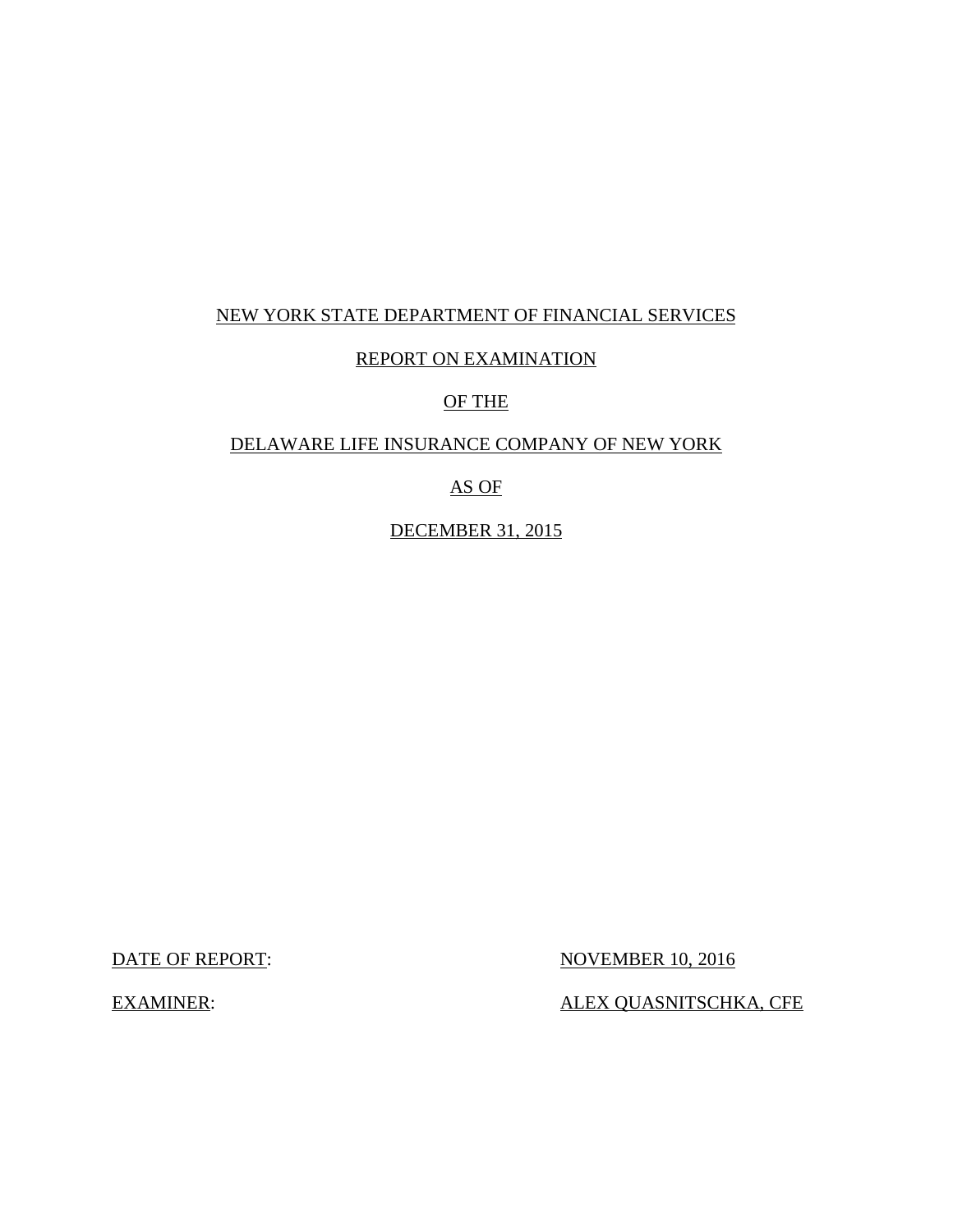NEW YORK STATE DEPARTMENT OF FINANCIAL SERVICES

REPORT ON EXAMINATION

OF THE

DELAWARE LIFE INSURANCE COMPANY OF NEW YORK

AS OF

DECEMBER 31, 2015

DATE OF REPORT: NOVEMBER 10, 2016

EXAMINER: ALEX QUASNITSCHKA, CFE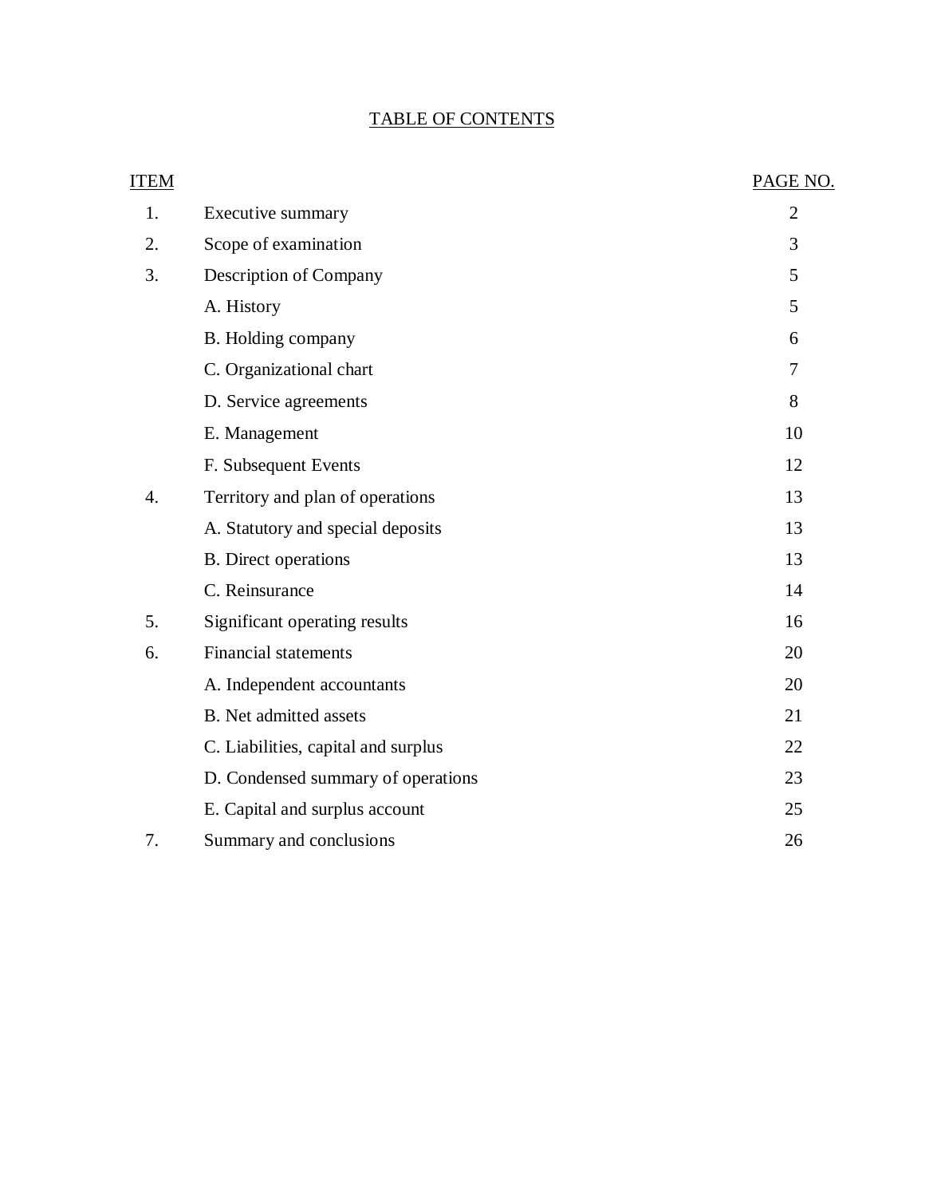# TABLE OF CONTENTS

| ITEM | | PAGE NO. |
|---|---|---|
| 1. | Executive summary | 2 |
| 2. | Scope of examination | 3 |
| 3. | Description of Company | 5 |
| | A. History | 5 |
| | B. Holding company | 6 |
| | C. Organizational chart | 7 |
| | D. Service agreements | 8 |
| | E. Management | 10 |
| | F. Subsequent Events | 12 |
| 4. | Territory and plan of operations | 13 |
| | A. Statutory and special deposits | 13 |
| | B. Direct operations | 13 |
| | C. Reinsurance | 14 |
| 5. | Significant operating results | 16 |
| 6. | Financial statements | 20 |
| | A. Independent accountants | 20 |
| | B. Net admitted assets | 21 |
| | C. Liabilities, capital and surplus | 22 |
| | D. Condensed summary of operations | 23 |
| | E. Capital and surplus account | 25 |
| 7. | Summary and conclusions | 26 |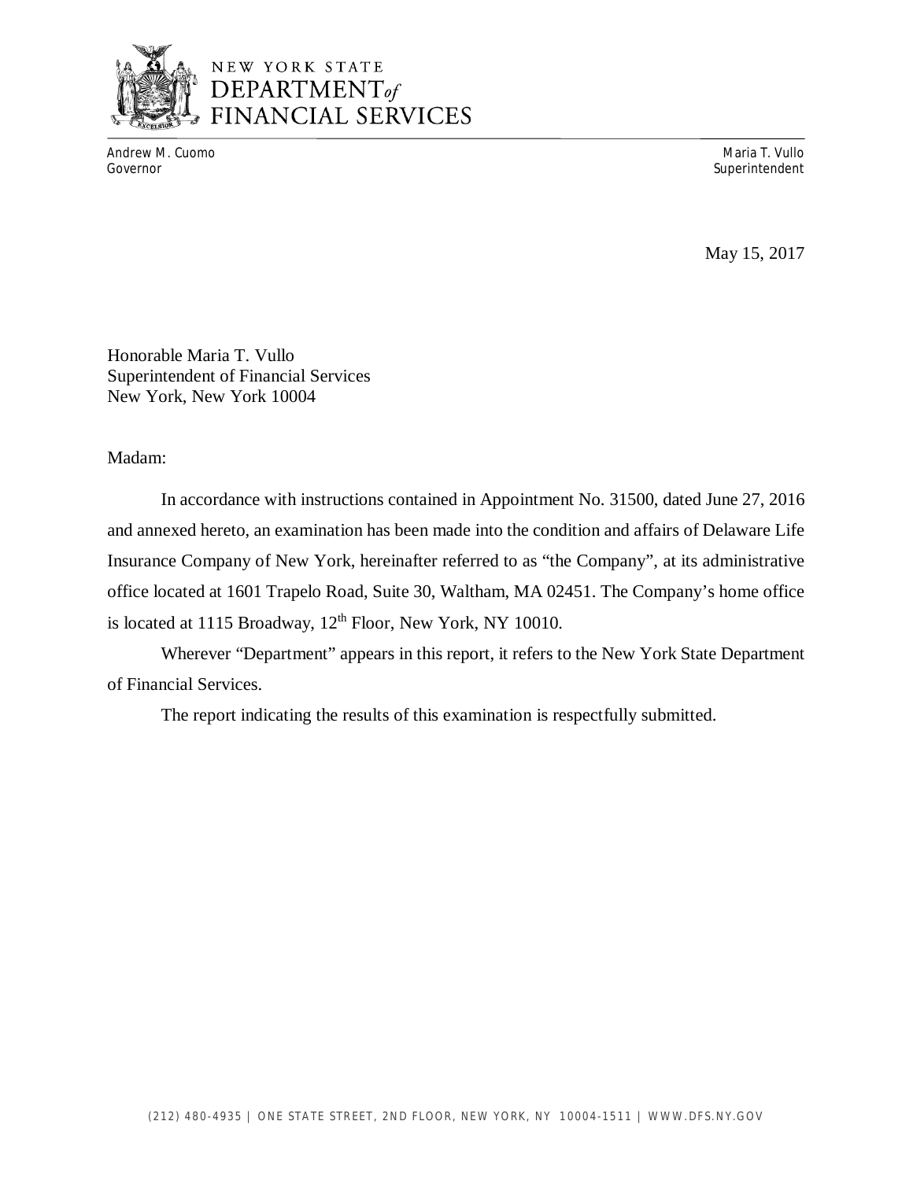NEW YORK STATE
DEPARTMENT *of* FINANCIAL SERVICES

Andrew M. Cuomo
Governor

Maria T. Vullo
Superintendent

May 15, 2017

Honorable Maria T. Vullo
Superintendent of Financial Services
New York, New York 10004

Madam:

In accordance with instructions contained in Appointment No. 31500, dated June 27, 2016 and annexed hereto, an examination has been made into the condition and affairs of Delaware Life Insurance Company of New York, hereinafter referred to as "the Company", at its administrative office located at 1601 Trapelo Road, Suite 30, Waltham, MA 02451. The Company's home office is located at 1115 Broadway, 12th Floor, New York, NY 10010.

Wherever "Department" appears in this report, it refers to the New York State Department of Financial Services.

The report indicating the results of this examination is respectfully submitted.

(212) 480-4935 | ONE STATE STREET, 2ND FLOOR, NEW YORK, NY 10004-1511 | WWW.DFS.NY.GOV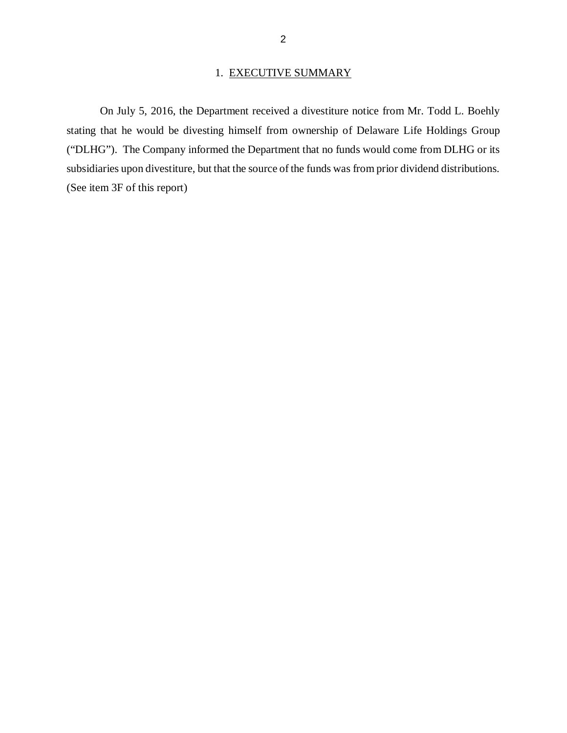## 1. EXECUTIVE SUMMARY

On July 5, 2016, the Department received a divestiture notice from Mr. Todd L. Boehly stating that he would be divesting himself from ownership of Delaware Life Holdings Group ("DLHG"). The Company informed the Department that no funds would come from DLHG or its subsidiaries upon divestiture, but that the source of the funds was from prior dividend distributions. (See item 3F of this report)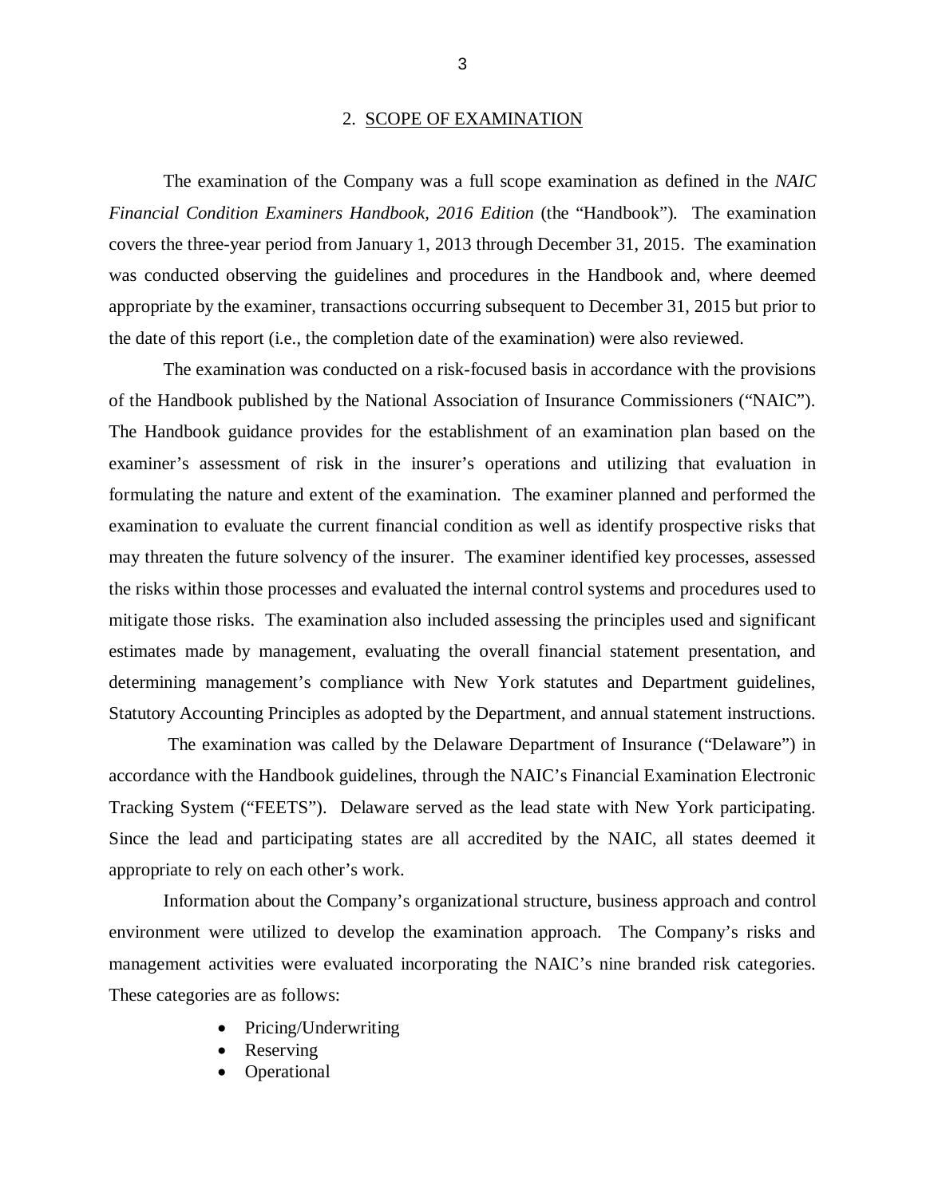## 2. SCOPE OF EXAMINATION

The examination of the Company was a full scope examination as defined in the *NAIC Financial Condition Examiners Handbook, 2016 Edition* (the "Handbook"). The examination covers the three-year period from January 1, 2013 through December 31, 2015. The examination was conducted observing the guidelines and procedures in the Handbook and, where deemed appropriate by the examiner, transactions occurring subsequent to December 31, 2015 but prior to the date of this report (i.e., the completion date of the examination) were also reviewed.

The examination was conducted on a risk-focused basis in accordance with the provisions of the Handbook published by the National Association of Insurance Commissioners ("NAIC"). The Handbook guidance provides for the establishment of an examination plan based on the examiner's assessment of risk in the insurer's operations and utilizing that evaluation in formulating the nature and extent of the examination. The examiner planned and performed the examination to evaluate the current financial condition as well as identify prospective risks that may threaten the future solvency of the insurer. The examiner identified key processes, assessed the risks within those processes and evaluated the internal control systems and procedures used to mitigate those risks. The examination also included assessing the principles used and significant estimates made by management, evaluating the overall financial statement presentation, and determining management's compliance with New York statutes and Department guidelines, Statutory Accounting Principles as adopted by the Department, and annual statement instructions.

The examination was called by the Delaware Department of Insurance ("Delaware") in accordance with the Handbook guidelines, through the NAIC's Financial Examination Electronic Tracking System ("FEETS"). Delaware served as the lead state with New York participating. Since the lead and participating states are all accredited by the NAIC, all states deemed it appropriate to rely on each other's work.

Information about the Company's organizational structure, business approach and control environment were utilized to develop the examination approach. The Company's risks and management activities were evaluated incorporating the NAIC's nine branded risk categories. These categories are as follows:

- Pricing/Underwriting
- Reserving
- Operational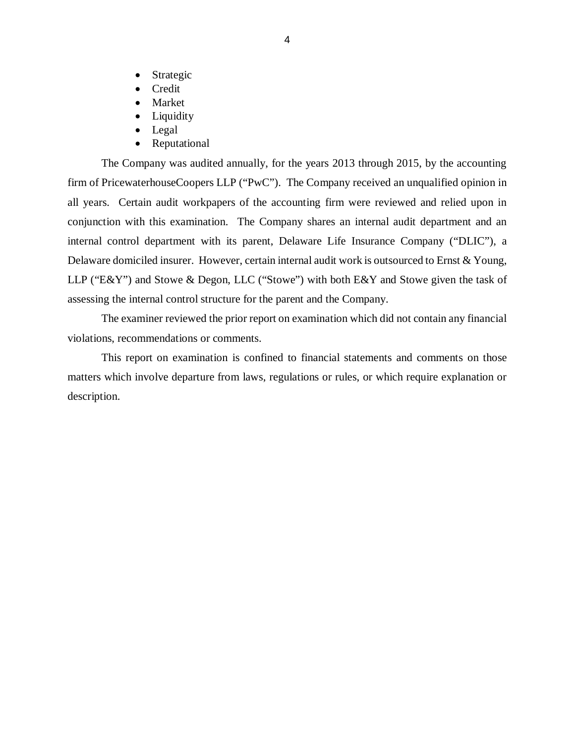- Strategic
- Credit
- Market
- Liquidity
- Legal
- Reputational

The Company was audited annually, for the years 2013 through 2015, by the accounting firm of PricewaterhouseCoopers LLP ("PwC"). The Company received an unqualified opinion in all years. Certain audit workpapers of the accounting firm were reviewed and relied upon in conjunction with this examination. The Company shares an internal audit department and an internal control department with its parent, Delaware Life Insurance Company ("DLIC"), a Delaware domiciled insurer. However, certain internal audit work is outsourced to Ernst & Young, LLP ("E&Y") and Stowe & Degon, LLC ("Stowe") with both E&Y and Stowe given the task of assessing the internal control structure for the parent and the Company.

The examiner reviewed the prior report on examination which did not contain any financial violations, recommendations or comments.

This report on examination is confined to financial statements and comments on those matters which involve departure from laws, regulations or rules, or which require explanation or description.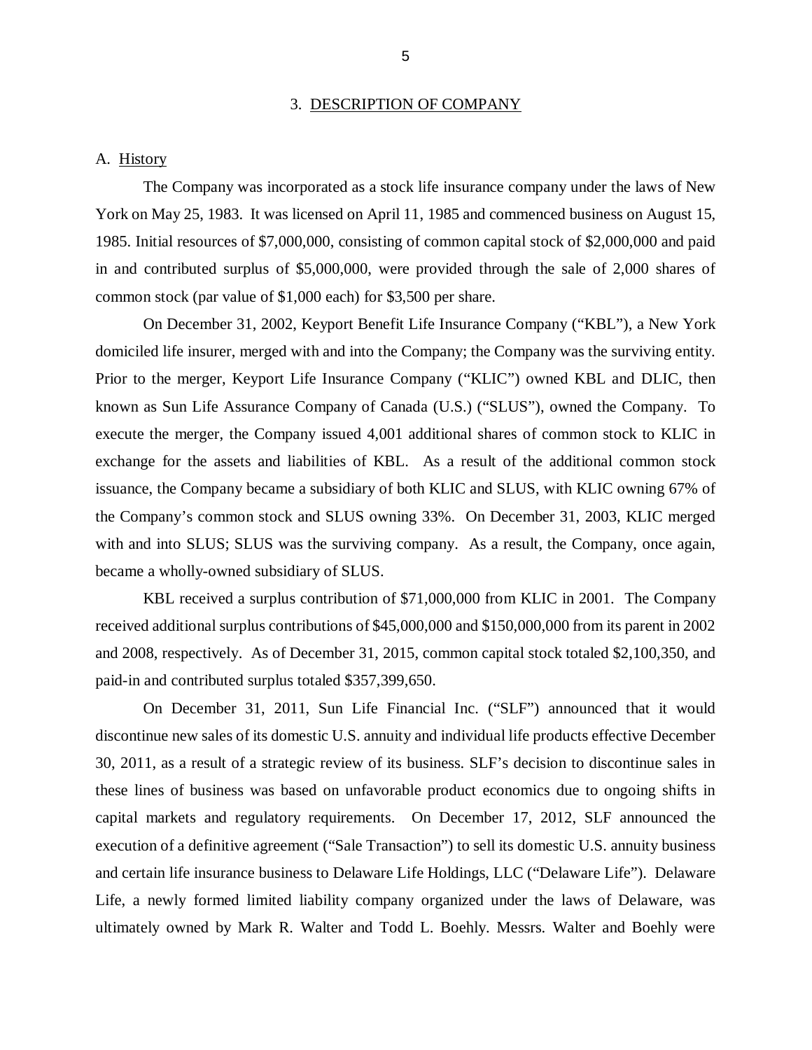## 3. DESCRIPTION OF COMPANY

### A. History

The Company was incorporated as a stock life insurance company under the laws of New York on May 25, 1983. It was licensed on April 11, 1985 and commenced business on August 15, 1985. Initial resources of $7,000,000, consisting of common capital stock of $2,000,000 and paid in and contributed surplus of $5,000,000, were provided through the sale of 2,000 shares of common stock (par value of $1,000 each) for $3,500 per share.

On December 31, 2002, Keyport Benefit Life Insurance Company ("KBL"), a New York domiciled life insurer, merged with and into the Company; the Company was the surviving entity. Prior to the merger, Keyport Life Insurance Company ("KLIC") owned KBL and DLIC, then known as Sun Life Assurance Company of Canada (U.S.) ("SLUS"), owned the Company. To execute the merger, the Company issued 4,001 additional shares of common stock to KLIC in exchange for the assets and liabilities of KBL. As a result of the additional common stock issuance, the Company became a subsidiary of both KLIC and SLUS, with KLIC owning 67% of the Company's common stock and SLUS owning 33%. On December 31, 2003, KLIC merged with and into SLUS; SLUS was the surviving company. As a result, the Company, once again, became a wholly-owned subsidiary of SLUS.

KBL received a surplus contribution of $71,000,000 from KLIC in 2001. The Company received additional surplus contributions of $45,000,000 and $150,000,000 from its parent in 2002 and 2008, respectively. As of December 31, 2015, common capital stock totaled $2,100,350, and paid-in and contributed surplus totaled $357,399,650.

On December 31, 2011, Sun Life Financial Inc. ("SLF") announced that it would discontinue new sales of its domestic U.S. annuity and individual life products effective December 30, 2011, as a result of a strategic review of its business. SLF's decision to discontinue sales in these lines of business was based on unfavorable product economics due to ongoing shifts in capital markets and regulatory requirements. On December 17, 2012, SLF announced the execution of a definitive agreement ("Sale Transaction") to sell its domestic U.S. annuity business and certain life insurance business to Delaware Life Holdings, LLC ("Delaware Life"). Delaware Life, a newly formed limited liability company organized under the laws of Delaware, was ultimately owned by Mark R. Walter and Todd L. Boehly. Messrs. Walter and Boehly were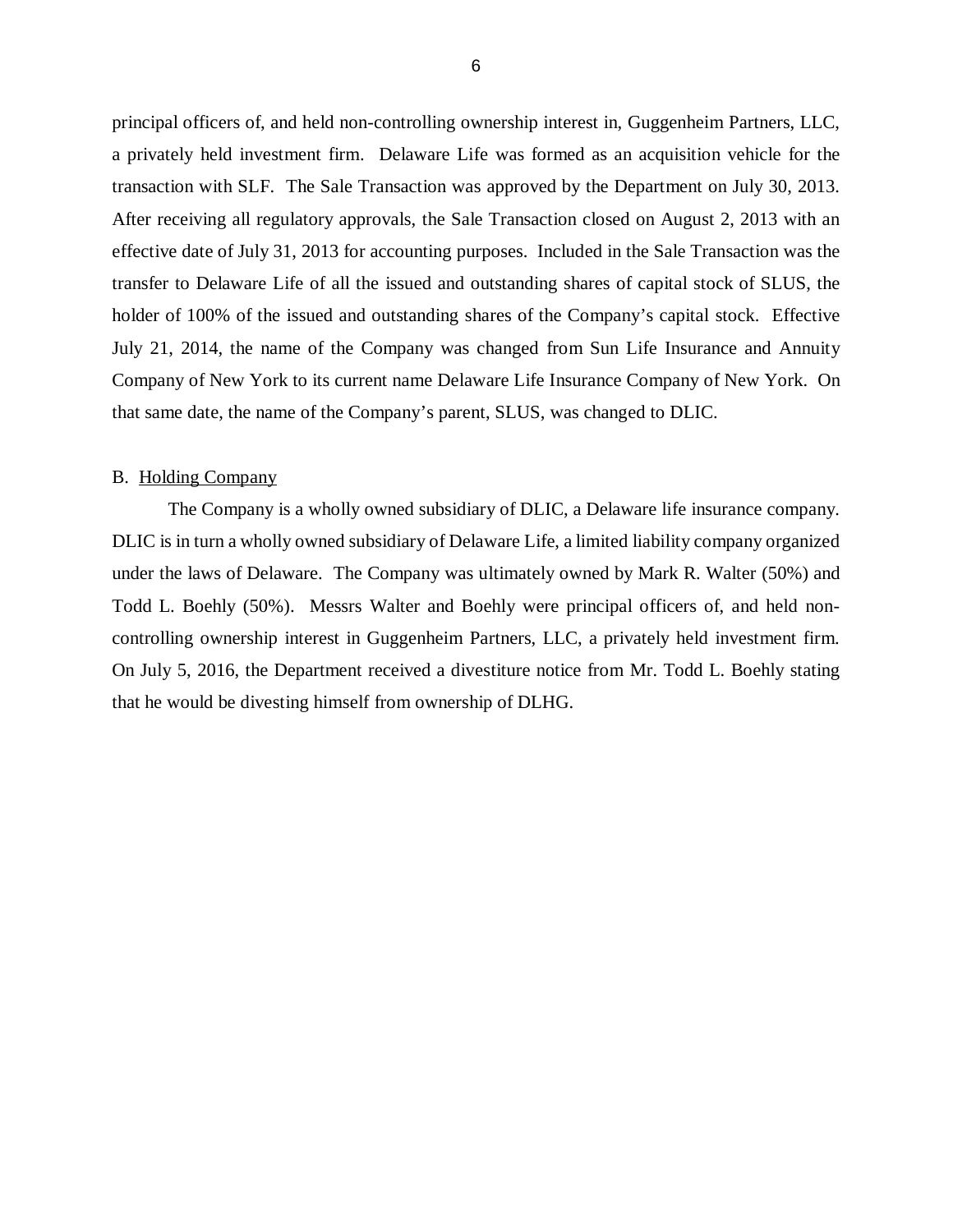principal officers of, and held non-controlling ownership interest in, Guggenheim Partners, LLC, a privately held investment firm. Delaware Life was formed as an acquisition vehicle for the transaction with SLF. The Sale Transaction was approved by the Department on July 30, 2013. After receiving all regulatory approvals, the Sale Transaction closed on August 2, 2013 with an effective date of July 31, 2013 for accounting purposes. Included in the Sale Transaction was the transfer to Delaware Life of all the issued and outstanding shares of capital stock of SLUS, the holder of 100% of the issued and outstanding shares of the Company's capital stock. Effective July 21, 2014, the name of the Company was changed from Sun Life Insurance and Annuity Company of New York to its current name Delaware Life Insurance Company of New York. On that same date, the name of the Company's parent, SLUS, was changed to DLIC.

B. Holding Company

The Company is a wholly owned subsidiary of DLIC, a Delaware life insurance company. DLIC is in turn a wholly owned subsidiary of Delaware Life, a limited liability company organized under the laws of Delaware. The Company was ultimately owned by Mark R. Walter (50%) and Todd L. Boehly (50%). Messrs Walter and Boehly were principal officers of, and held non-controlling ownership interest in Guggenheim Partners, LLC, a privately held investment firm. On July 5, 2016, the Department received a divestiture notice from Mr. Todd L. Boehly stating that he would be divesting himself from ownership of DLHG.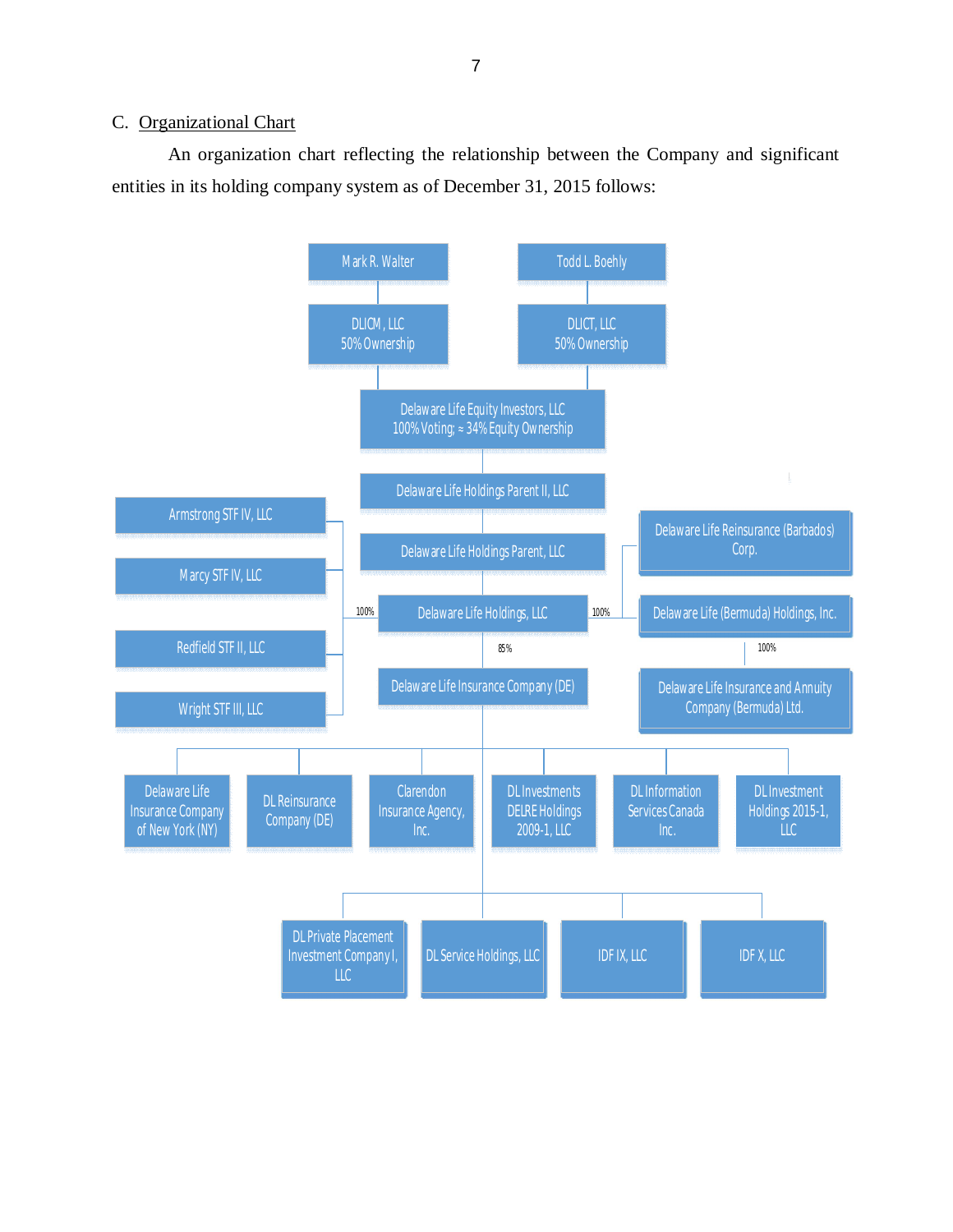C. Organizational Chart

An organization chart reflecting the relationship between the Company and significant entities in its holding company system as of December 31, 2015 follows:

- Mark R. Walter
  - DLICM, LLC — 50% Ownership
- Todd L. Boehly
  - DLICT, LLC — 50% Ownership
- Delaware Life Equity Investors, LLC — 100% Voting; ≈ 34% Equity Ownership
  - Delaware Life Holdings Parent II, LLC
    - Delaware Life Holdings Parent, LLC
      - Delaware Life Holdings, LLC
        - Armstrong STF IV, LLC (100%)
        - Marcy STF IV, LLC (100%)
        - Redfield STF II, LLC (100%)
        - Wright STF III, LLC (100%)
        - Delaware Life Reinsurance (Barbados) Corp. (100%)
        - Delaware Life (Bermuda) Holdings, Inc. (100%)
          - Delaware Life Insurance and Annuity Company (Bermuda) Ltd. (100%)
        - Delaware Life Insurance Company (DE) (85%)
          - Delaware Life Insurance Company of New York (NY)
          - DL Reinsurance Company (DE)
          - Clarendon Insurance Agency, Inc.
          - DL Investments DELRE Holdings 2009-1, LLC
          - DL Information Services Canada Inc.
          - DL Investment Holdings 2015-1, LLC
          - DL Private Placement Investment Company I, LLC
          - DL Service Holdings, LLC
          - IDF IX, LLC
          - IDF X, LLC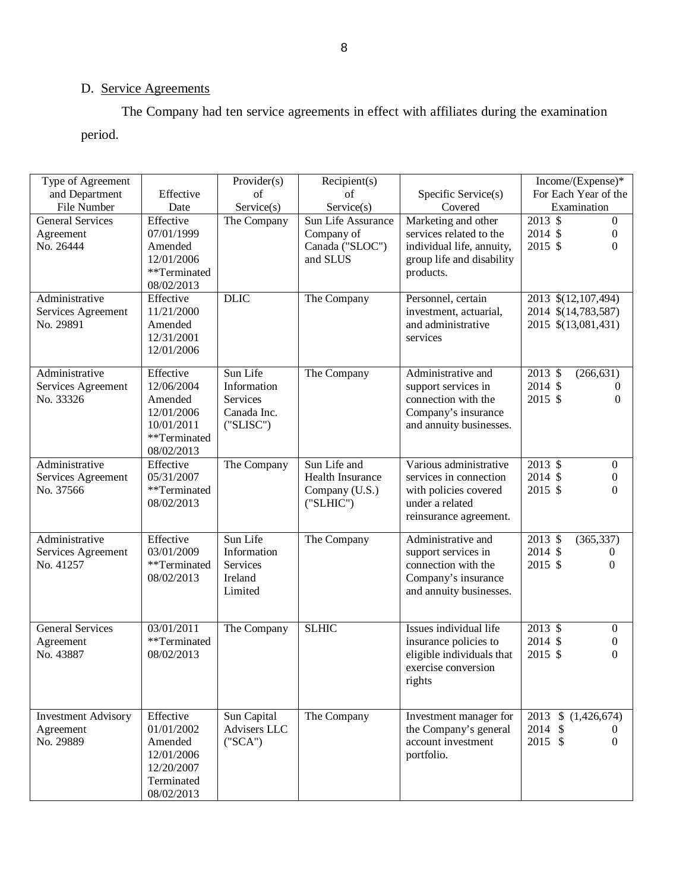D. Service Agreements

The Company had ten service agreements in effect with affiliates during the examination period.

| Type of Agreement and Department File Number | Effective Date | Provider(s) of Service(s) | Recipient(s) of Service(s) | Specific Service(s) Covered | Income/(Expense)* For Each Year of the Examination |
|---|---|---|---|---|---|
| General Services Agreement No. 26444 | Effective 07/01/1999 Amended 12/01/2006 **Terminated 08/02/2013 | The Company | Sun Life Assurance Company of Canada ("SLOC") and SLUS | Marketing and other services related to the individual life, annuity, group life and disability products. | 2013 $ 0<br>2014 $ 0<br>2015 $ 0 |
| Administrative Services Agreement No. 29891 | Effective 11/21/2000 Amended 12/31/2001 12/01/2006 | DLIC | The Company | Personnel, certain investment, actuarial, and administrative services | 2013 $(12,107,494)<br>2014 $(14,783,587)<br>2015 $(13,081,431) |
| Administrative Services Agreement No. 33326 | Effective 12/06/2004 Amended 12/01/2006 10/01/2011 **Terminated 08/02/2013 | Sun Life Information Services Canada Inc. ("SLISC") | The Company | Administrative and support services in connection with the Company's insurance and annuity businesses. | 2013 $ (266,631)<br>2014 $ 0<br>2015 $ 0 |
| Administrative Services Agreement No. 37566 | Effective 05/31/2007 **Terminated 08/02/2013 | The Company | Sun Life and Health Insurance Company (U.S.) ("SLHIC") | Various administrative services in connection with policies covered under a related reinsurance agreement. | 2013 $ 0<br>2014 $ 0<br>2015 $ 0 |
| Administrative Services Agreement No. 41257 | Effective 03/01/2009 **Terminated 08/02/2013 | Sun Life Information Services Ireland Limited | The Company | Administrative and support services in connection with the Company's insurance and annuity businesses. | 2013 $ (365,337)<br>2014 $ 0<br>2015 $ 0 |
| General Services Agreement No. 43887 | 03/01/2011 **Terminated 08/02/2013 | The Company | SLHIC | Issues individual life insurance policies to eligible individuals that exercise conversion rights | 2013 $ 0<br>2014 $ 0<br>2015 $ 0 |
| Investment Advisory Agreement No. 29889 | Effective 01/01/2002 Amended 12/01/2006 12/20/2007 Terminated 08/02/2013 | Sun Capital Advisers LLC ("SCA") | The Company | Investment manager for the Company's general account investment portfolio. | 2013 $ (1,426,674)<br>2014 $ 0<br>2015 $ 0 |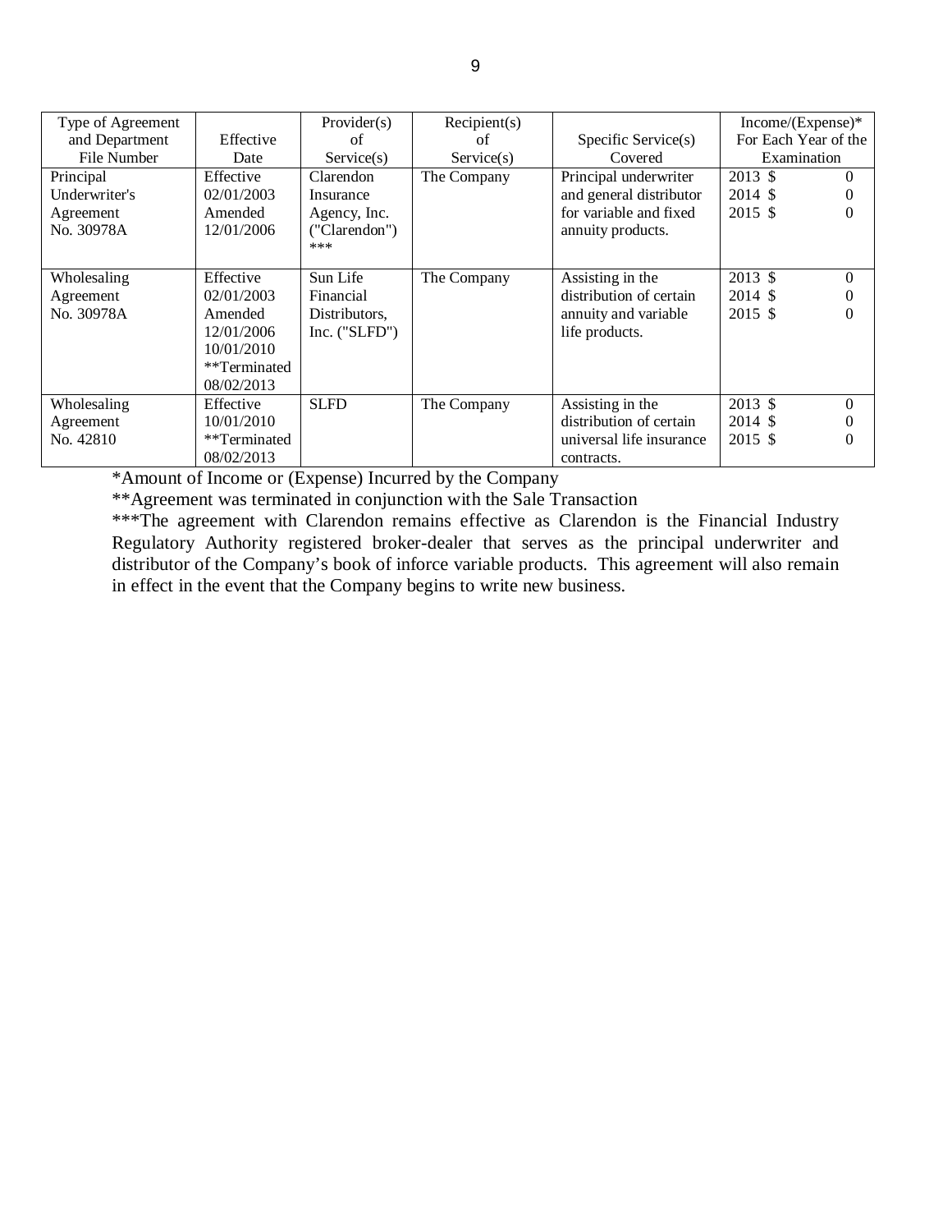| Type of Agreement and Department File Number | Effective Date | Provider(s) of Service(s) | Recipient(s) of Service(s) | Specific Service(s) Covered | Income/(Expense)* For Each Year of the Examination |
|---|---|---|---|---|---|
| Principal Underwriter's Agreement No. 30978A | Effective 02/01/2003 Amended 12/01/2006 | Clarendon Insurance Agency, Inc. ("Clarendon") *** | The Company | Principal underwriter and general distributor for variable and fixed annuity products. | 2013 $ 0<br>2014 $ 0<br>2015 $ 0 |
| Wholesaling Agreement No. 30978A | Effective 02/01/2003 Amended 12/01/2006 10/01/2010 **Terminated 08/02/2013 | Sun Life Financial Distributors, Inc. ("SLFD") | The Company | Assisting in the distribution of certain annuity and variable life products. | 2013 $ 0<br>2014 $ 0<br>2015 $ 0 |
| Wholesaling Agreement No. 42810 | Effective 10/01/2010 **Terminated 08/02/2013 | SLFD | The Company | Assisting in the distribution of certain universal life insurance contracts. | 2013 $ 0<br>2014 $ 0<br>2015 $ 0 |

*Amount of Income or (Expense) Incurred by the Company

**Agreement was terminated in conjunction with the Sale Transaction

***The agreement with Clarendon remains effective as Clarendon is the Financial Industry Regulatory Authority registered broker-dealer that serves as the principal underwriter and distributor of the Company's book of inforce variable products. This agreement will also remain in effect in the event that the Company begins to write new business.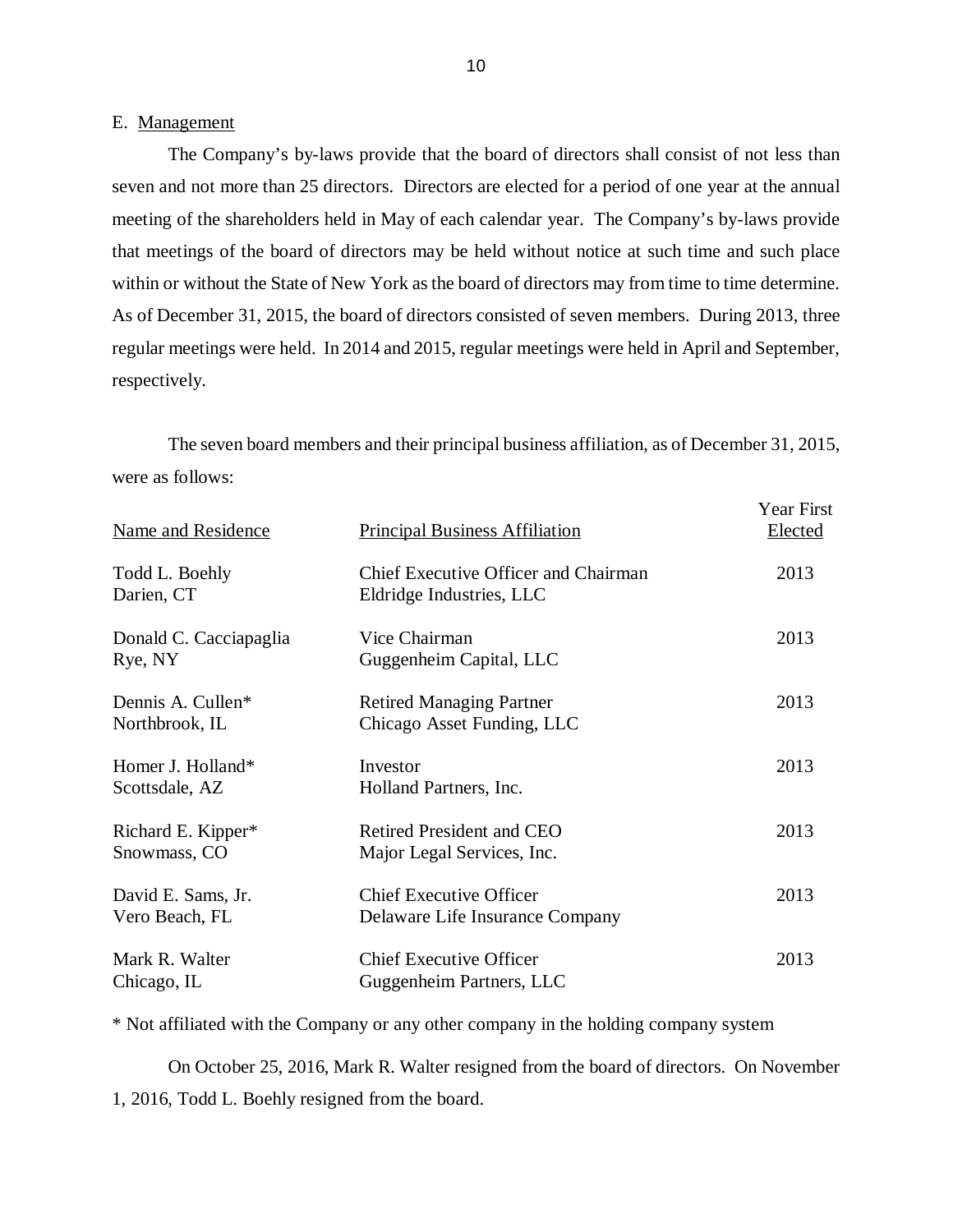E. Management

The Company's by-laws provide that the board of directors shall consist of not less than seven and not more than 25 directors. Directors are elected for a period of one year at the annual meeting of the shareholders held in May of each calendar year. The Company's by-laws provide that meetings of the board of directors may be held without notice at such time and such place within or without the State of New York as the board of directors may from time to time determine. As of December 31, 2015, the board of directors consisted of seven members. During 2013, three regular meetings were held. In 2014 and 2015, regular meetings were held in April and September, respectively.

The seven board members and their principal business affiliation, as of December 31, 2015, were as follows:

| Name and Residence | Principal Business Affiliation | Year First Elected |
|---|---|---|
| Todd L. Boehly<br>Darien, CT | Chief Executive Officer and Chairman<br>Eldridge Industries, LLC | 2013 |
| Donald C. Cacciapaglia<br>Rye, NY | Vice Chairman<br>Guggenheim Capital, LLC | 2013 |
| Dennis A. Cullen*<br>Northbrook, IL | Retired Managing Partner<br>Chicago Asset Funding, LLC | 2013 |
| Homer J. Holland*<br>Scottsdale, AZ | Investor<br>Holland Partners, Inc. | 2013 |
| Richard E. Kipper*<br>Snowmass, CO | Retired President and CEO<br>Major Legal Services, Inc. | 2013 |
| David E. Sams, Jr.<br>Vero Beach, FL | Chief Executive Officer<br>Delaware Life Insurance Company | 2013 |
| Mark R. Walter<br>Chicago, IL | Chief Executive Officer<br>Guggenheim Partners, LLC | 2013 |

* Not affiliated with the Company or any other company in the holding company system

On October 25, 2016, Mark R. Walter resigned from the board of directors. On November 1, 2016, Todd L. Boehly resigned from the board.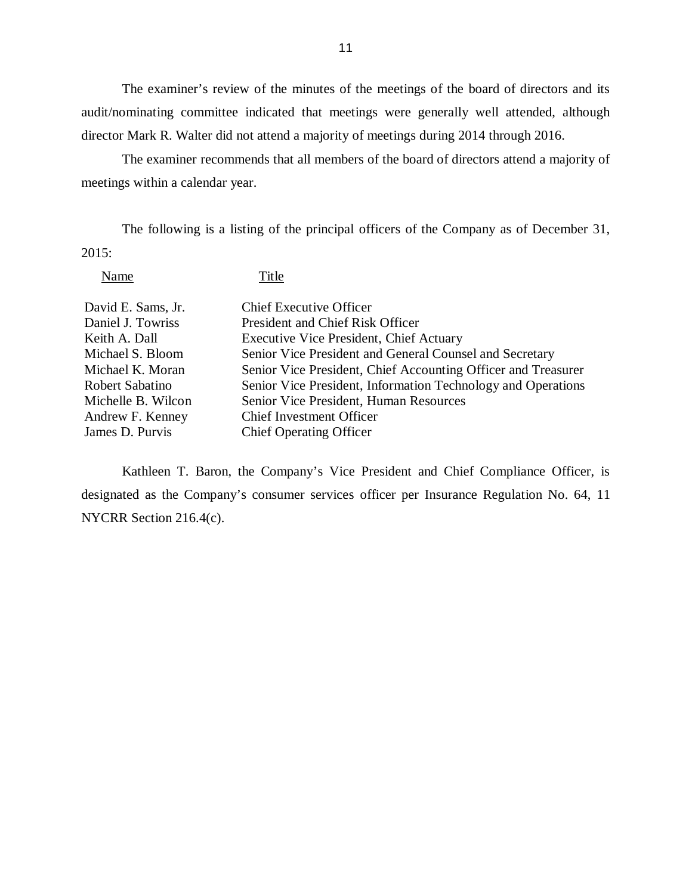The examiner's review of the minutes of the meetings of the board of directors and its audit/nominating committee indicated that meetings were generally well attended, although director Mark R. Walter did not attend a majority of meetings during 2014 through 2016.

The examiner recommends that all members of the board of directors attend a majority of meetings within a calendar year.

The following is a listing of the principal officers of the Company as of December 31, 2015:

| Name | Title |
| --- | --- |
| David E. Sams, Jr. | Chief Executive Officer |
| Daniel J. Towriss | President and Chief Risk Officer |
| Keith A. Dall | Executive Vice President, Chief Actuary |
| Michael S. Bloom | Senior Vice President and General Counsel and Secretary |
| Michael K. Moran | Senior Vice President, Chief Accounting Officer and Treasurer |
| Robert Sabatino | Senior Vice President, Information Technology and Operations |
| Michelle B. Wilcon | Senior Vice President, Human Resources |
| Andrew F. Kenney | Chief Investment Officer |
| James D. Purvis | Chief Operating Officer |

Kathleen T. Baron, the Company's Vice President and Chief Compliance Officer, is designated as the Company's consumer services officer per Insurance Regulation No. 64, 11 NYCRR Section 216.4(c).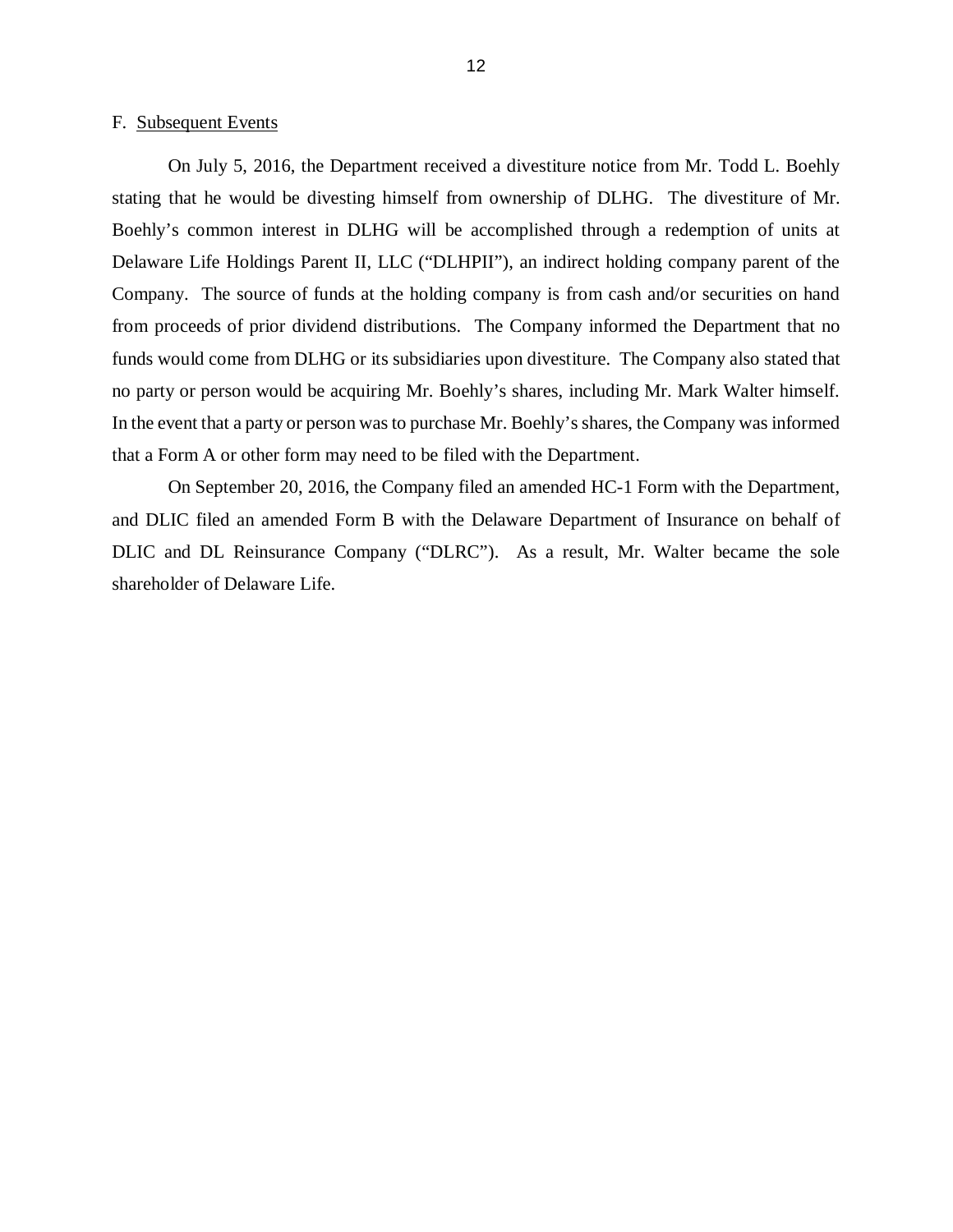F. Subsequent Events

On July 5, 2016, the Department received a divestiture notice from Mr. Todd L. Boehly stating that he would be divesting himself from ownership of DLHG. The divestiture of Mr. Boehly's common interest in DLHG will be accomplished through a redemption of units at Delaware Life Holdings Parent II, LLC ("DLHPII"), an indirect holding company parent of the Company. The source of funds at the holding company is from cash and/or securities on hand from proceeds of prior dividend distributions. The Company informed the Department that no funds would come from DLHG or its subsidiaries upon divestiture. The Company also stated that no party or person would be acquiring Mr. Boehly's shares, including Mr. Mark Walter himself. In the event that a party or person was to purchase Mr. Boehly's shares, the Company was informed that a Form A or other form may need to be filed with the Department.

On September 20, 2016, the Company filed an amended HC-1 Form with the Department, and DLIC filed an amended Form B with the Delaware Department of Insurance on behalf of DLIC and DL Reinsurance Company ("DLRC"). As a result, Mr. Walter became the sole shareholder of Delaware Life.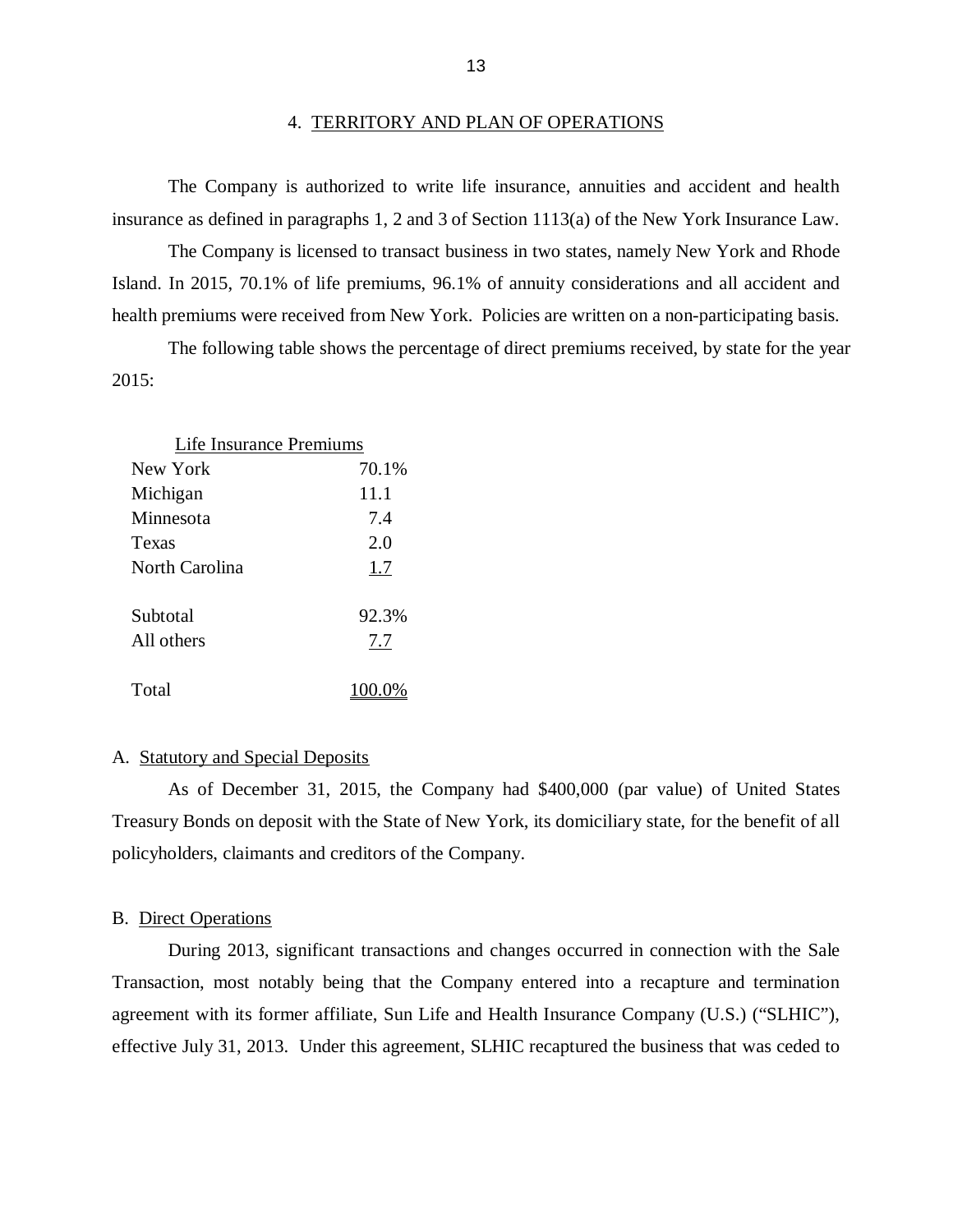## 4. TERRITORY AND PLAN OF OPERATIONS

The Company is authorized to write life insurance, annuities and accident and health insurance as defined in paragraphs 1, 2 and 3 of Section 1113(a) of the New York Insurance Law.

The Company is licensed to transact business in two states, namely New York and Rhode Island. In 2015, 70.1% of life premiums, 96.1% of annuity considerations and all accident and health premiums were received from New York. Policies are written on a non-participating basis.

The following table shows the percentage of direct premiums received, by state for the year 2015:

| Life Insurance Premiums | |
|---|---|
| New York | 70.1% |
| Michigan | 11.1 |
| Minnesota | 7.4 |
| Texas | 2.0 |
| North Carolina | 1.7 |
| Subtotal | 92.3% |
| All others | 7.7 |
| Total | 100.0% |

A. Statutory and Special Deposits

As of December 31, 2015, the Company had $400,000 (par value) of United States Treasury Bonds on deposit with the State of New York, its domiciliary state, for the benefit of all policyholders, claimants and creditors of the Company.

B. Direct Operations

During 2013, significant transactions and changes occurred in connection with the Sale Transaction, most notably being that the Company entered into a recapture and termination agreement with its former affiliate, Sun Life and Health Insurance Company (U.S.) ("SLHIC"), effective July 31, 2013. Under this agreement, SLHIC recaptured the business that was ceded to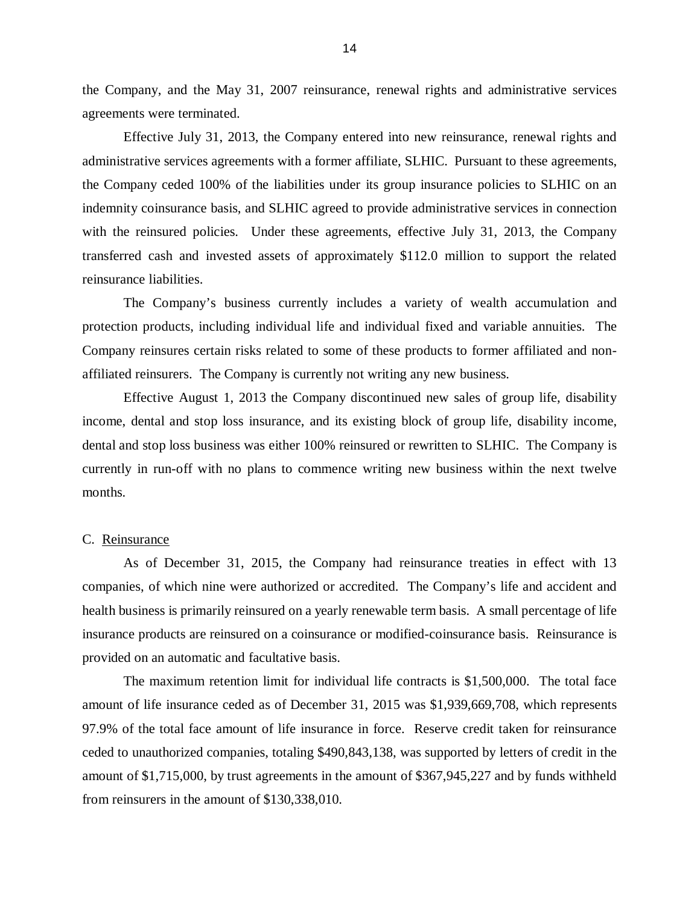the Company, and the May 31, 2007 reinsurance, renewal rights and administrative services agreements were terminated.

Effective July 31, 2013, the Company entered into new reinsurance, renewal rights and administrative services agreements with a former affiliate, SLHIC. Pursuant to these agreements, the Company ceded 100% of the liabilities under its group insurance policies to SLHIC on an indemnity coinsurance basis, and SLHIC agreed to provide administrative services in connection with the reinsured policies. Under these agreements, effective July 31, 2013, the Company transferred cash and invested assets of approximately $112.0 million to support the related reinsurance liabilities.

The Company's business currently includes a variety of wealth accumulation and protection products, including individual life and individual fixed and variable annuities. The Company reinsures certain risks related to some of these products to former affiliated and non-affiliated reinsurers. The Company is currently not writing any new business.

Effective August 1, 2013 the Company discontinued new sales of group life, disability income, dental and stop loss insurance, and its existing block of group life, disability income, dental and stop loss business was either 100% reinsured or rewritten to SLHIC. The Company is currently in run-off with no plans to commence writing new business within the next twelve months.

C. Reinsurance

As of December 31, 2015, the Company had reinsurance treaties in effect with 13 companies, of which nine were authorized or accredited. The Company's life and accident and health business is primarily reinsured on a yearly renewable term basis. A small percentage of life insurance products are reinsured on a coinsurance or modified-coinsurance basis. Reinsurance is provided on an automatic and facultative basis.

The maximum retention limit for individual life contracts is $1,500,000. The total face amount of life insurance ceded as of December 31, 2015 was $1,939,669,708, which represents 97.9% of the total face amount of life insurance in force. Reserve credit taken for reinsurance ceded to unauthorized companies, totaling $490,843,138, was supported by letters of credit in the amount of $1,715,000, by trust agreements in the amount of $367,945,227 and by funds withheld from reinsurers in the amount of $130,338,010.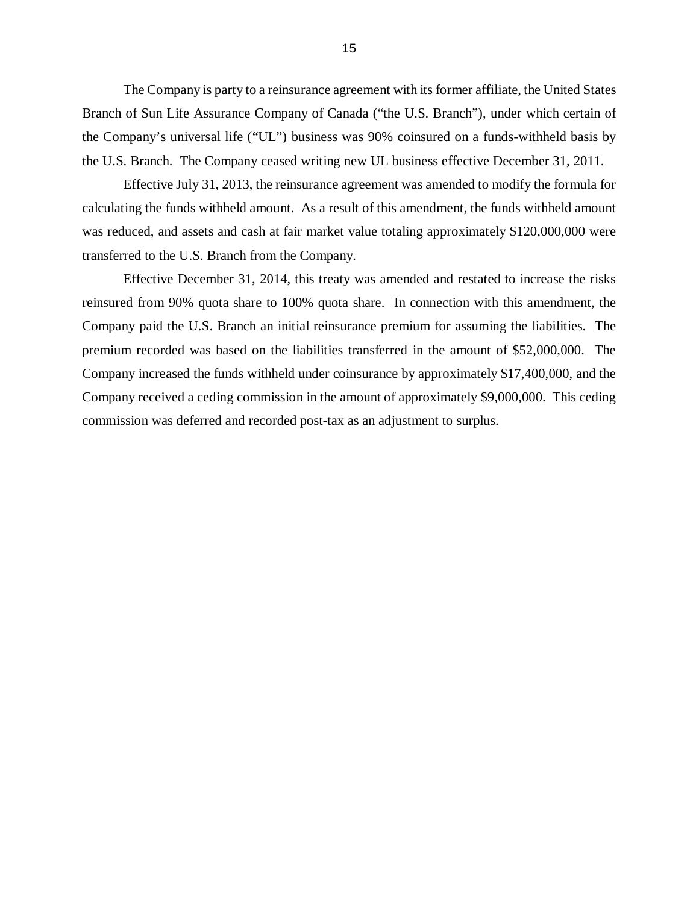The Company is party to a reinsurance agreement with its former affiliate, the United States Branch of Sun Life Assurance Company of Canada ("the U.S. Branch"), under which certain of the Company's universal life ("UL") business was 90% coinsured on a funds-withheld basis by the U.S. Branch. The Company ceased writing new UL business effective December 31, 2011.

Effective July 31, 2013, the reinsurance agreement was amended to modify the formula for calculating the funds withheld amount. As a result of this amendment, the funds withheld amount was reduced, and assets and cash at fair market value totaling approximately $120,000,000 were transferred to the U.S. Branch from the Company.

Effective December 31, 2014, this treaty was amended and restated to increase the risks reinsured from 90% quota share to 100% quota share. In connection with this amendment, the Company paid the U.S. Branch an initial reinsurance premium for assuming the liabilities. The premium recorded was based on the liabilities transferred in the amount of $52,000,000. The Company increased the funds withheld under coinsurance by approximately $17,400,000, and the Company received a ceding commission in the amount of approximately $9,000,000. This ceding commission was deferred and recorded post-tax as an adjustment to surplus.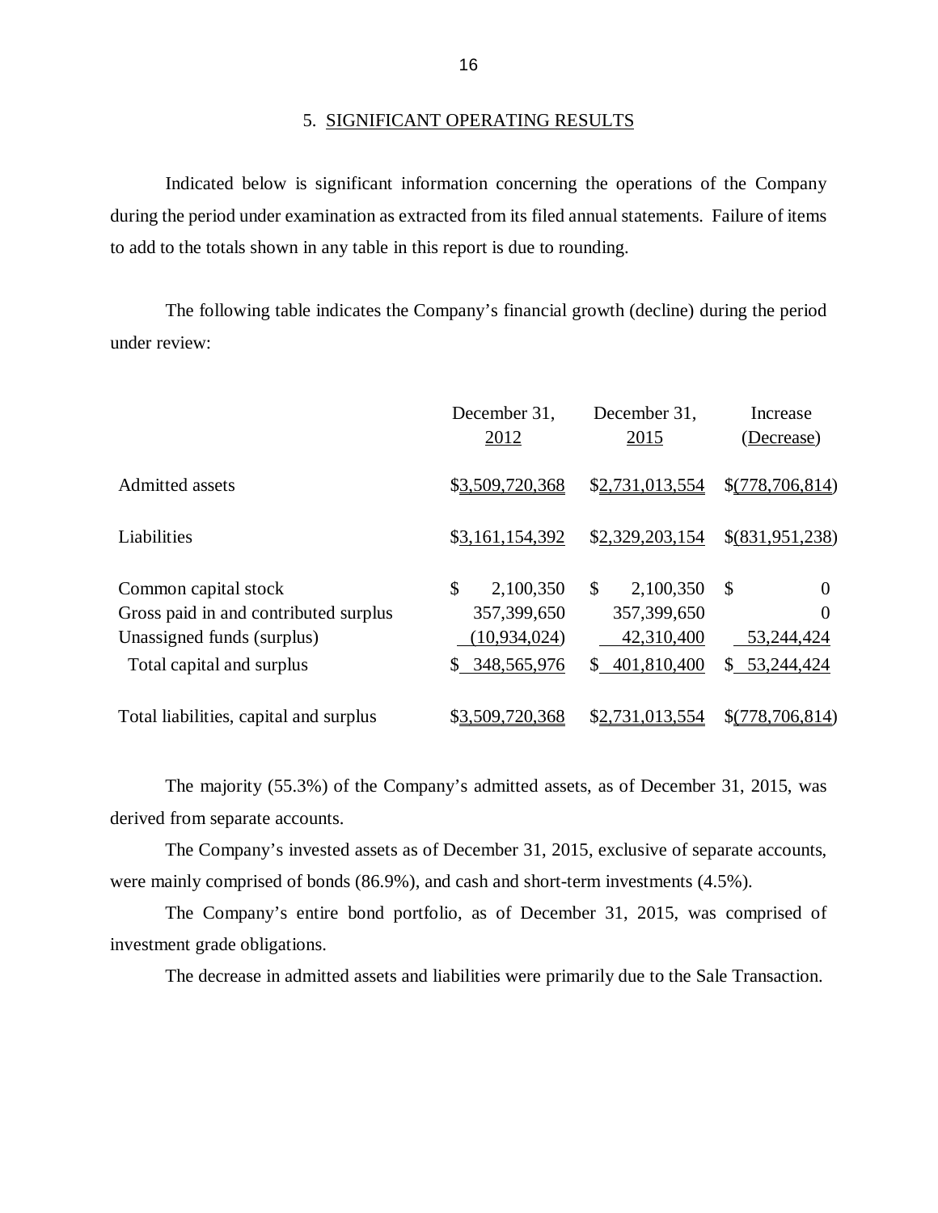## 5. SIGNIFICANT OPERATING RESULTS

Indicated below is significant information concerning the operations of the Company during the period under examination as extracted from its filed annual statements. Failure of items to add to the totals shown in any table in this report is due to rounding.

The following table indicates the Company's financial growth (decline) during the period under review:

| | December 31, 2012 | December 31, 2015 | Increase (Decrease) |
|---|---|---|---|
| Admitted assets | $3,509,720,368 | $2,731,013,554 | $(778,706,814) |
| Liabilities | $3,161,154,392 | $2,329,203,154 | $(831,951,238) |
| Common capital stock | $ 2,100,350 | $ 2,100,350 | $ 0 |
| Gross paid in and contributed surplus | 357,399,650 | 357,399,650 | 0 |
| Unassigned funds (surplus) | (10,934,024) | 42,310,400 | 53,244,424 |
| Total capital and surplus | $ 348,565,976 | $ 401,810,400 | $ 53,244,424 |
| Total liabilities, capital and surplus | $3,509,720,368 | $2,731,013,554 | $(778,706,814) |

The majority (55.3%) of the Company's admitted assets, as of December 31, 2015, was derived from separate accounts.

The Company's invested assets as of December 31, 2015, exclusive of separate accounts, were mainly comprised of bonds (86.9%), and cash and short-term investments (4.5%).

The Company's entire bond portfolio, as of December 31, 2015, was comprised of investment grade obligations.

The decrease in admitted assets and liabilities were primarily due to the Sale Transaction.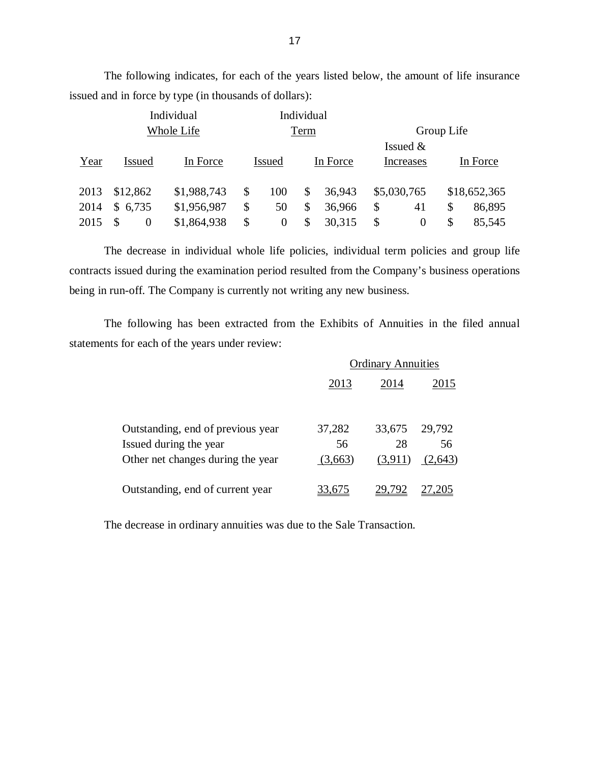The following indicates, for each of the years listed below, the amount of life insurance issued and in force by type (in thousands of dollars):

| | Individual Whole Life | | Individual Term | | Group Life | |
|---|---|---|---|---|---|---|
| Year | Issued | In Force | Issued | In Force | Issued & Increases | In Force |
| 2013 | $12,862 | $1,988,743 | $ 100 | $ 36,943 | $5,030,765 | $18,652,365 |
| 2014 | $ 6,735 | $1,956,987 | $ 50 | $ 36,966 | $ 41 | $ 86,895 |
| 2015 | $ 0 | $1,864,938 | $ 0 | $ 30,315 | $ 0 | $ 85,545 |

The decrease in individual whole life policies, individual term policies and group life contracts issued during the examination period resulted from the Company's business operations being in run-off. The Company is currently not writing any new business.

The following has been extracted from the Exhibits of Annuities in the filed annual statements for each of the years under review:

| | Ordinary Annuities | | |
|---|---|---|---|
| | 2013 | 2014 | 2015 |
| Outstanding, end of previous year | 37,282 | 33,675 | 29,792 |
| Issued during the year | 56 | 28 | 56 |
| Other net changes during the year | (3,663) | (3,911) | (2,643) |
| Outstanding, end of current year | 33,675 | 29,792 | 27,205 |

The decrease in ordinary annuities was due to the Sale Transaction.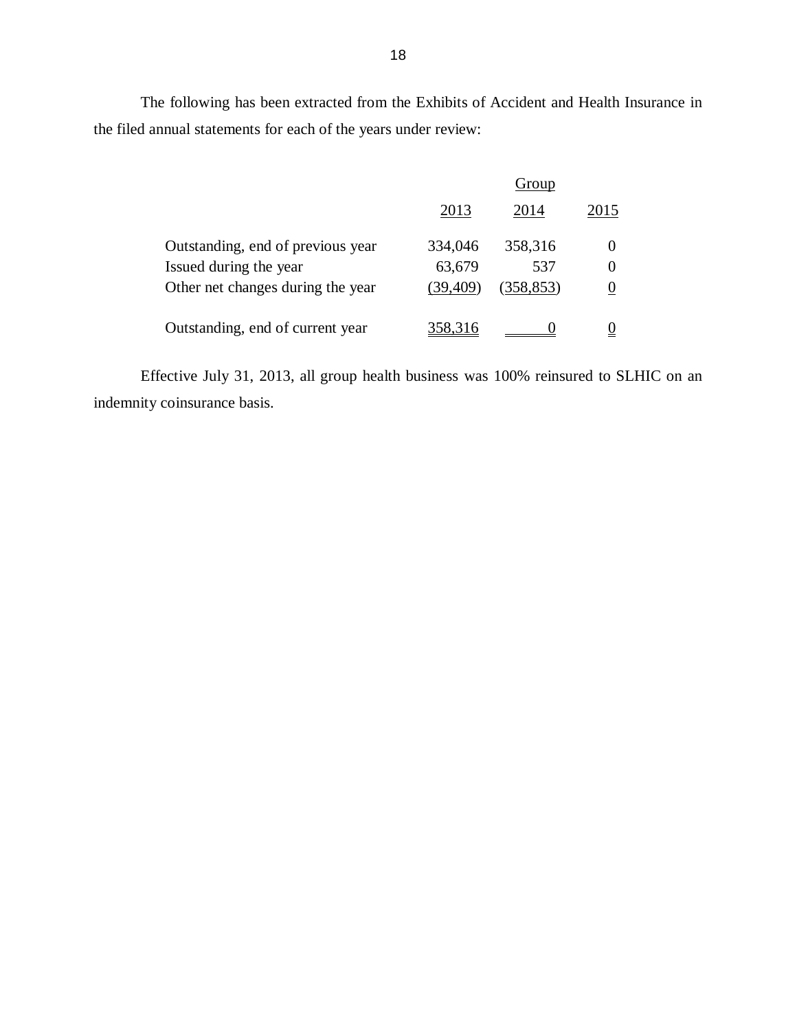The following has been extracted from the Exhibits of Accident and Health Insurance in the filed annual statements for each of the years under review:

| | Group | | |
|---|---|---|---|
| | 2013 | 2014 | 2015 |
| Outstanding, end of previous year | 334,046 | 358,316 | 0 |
| Issued during the year | 63,679 | 537 | 0 |
| Other net changes during the year | (39,409) | (358,853) | 0 |
| Outstanding, end of current year | 358,316 | 0 | 0 |

Effective July 31, 2013, all group health business was 100% reinsured to SLHIC on an indemnity coinsurance basis.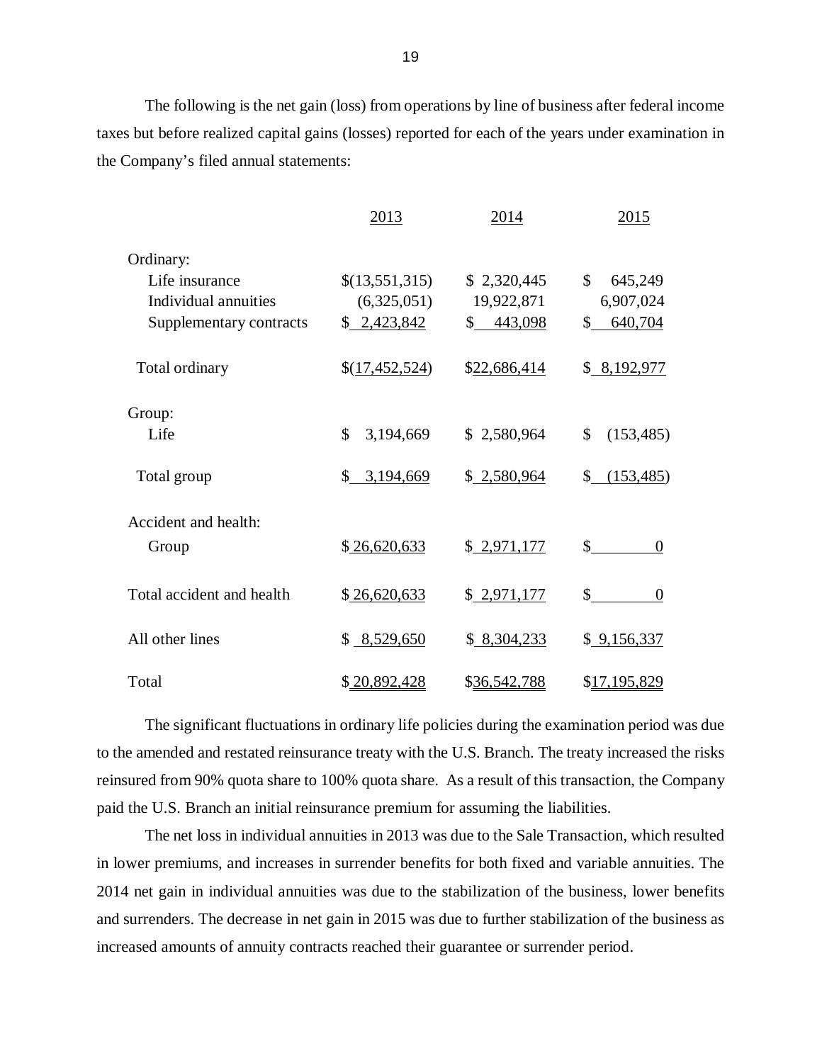The following is the net gain (loss) from operations by line of business after federal income taxes but before realized capital gains (losses) reported for each of the years under examination in the Company's filed annual statements:

| | 2013 | 2014 | 2015 |
|---|---|---|---|
| Ordinary: | | | |
| Life insurance | $(13,551,315) | $ 2,320,445 | $ 645,249 |
| Individual annuities | (6,325,051) | 19,922,871 | 6,907,024 |
| Supplementary contracts | $ 2,423,842 | $ 443,098 | $ 640,704 |
| Total ordinary | $(17,452,524) | $22,686,414 | $ 8,192,977 |
| Group: | | | |
| Life | $ 3,194,669 | $ 2,580,964 | $ (153,485) |
| Total group | $ 3,194,669 | $ 2,580,964 | $ (153,485) |
| Accident and health: | | | |
| Group | $ 26,620,633 | $ 2,971,177 | $ 0 |
| Total accident and health | $ 26,620,633 | $ 2,971,177 | $ 0 |
| All other lines | $ 8,529,650 | $ 8,304,233 | $ 9,156,337 |
| Total | $ 20,892,428 | $36,542,788 | $17,195,829 |

The significant fluctuations in ordinary life policies during the examination period was due to the amended and restated reinsurance treaty with the U.S. Branch. The treaty increased the risks reinsured from 90% quota share to 100% quota share. As a result of this transaction, the Company paid the U.S. Branch an initial reinsurance premium for assuming the liabilities.

The net loss in individual annuities in 2013 was due to the Sale Transaction, which resulted in lower premiums, and increases in surrender benefits for both fixed and variable annuities. The 2014 net gain in individual annuities was due to the stabilization of the business, lower benefits and surrenders. The decrease in net gain in 2015 was due to further stabilization of the business as increased amounts of annuity contracts reached their guarantee or surrender period.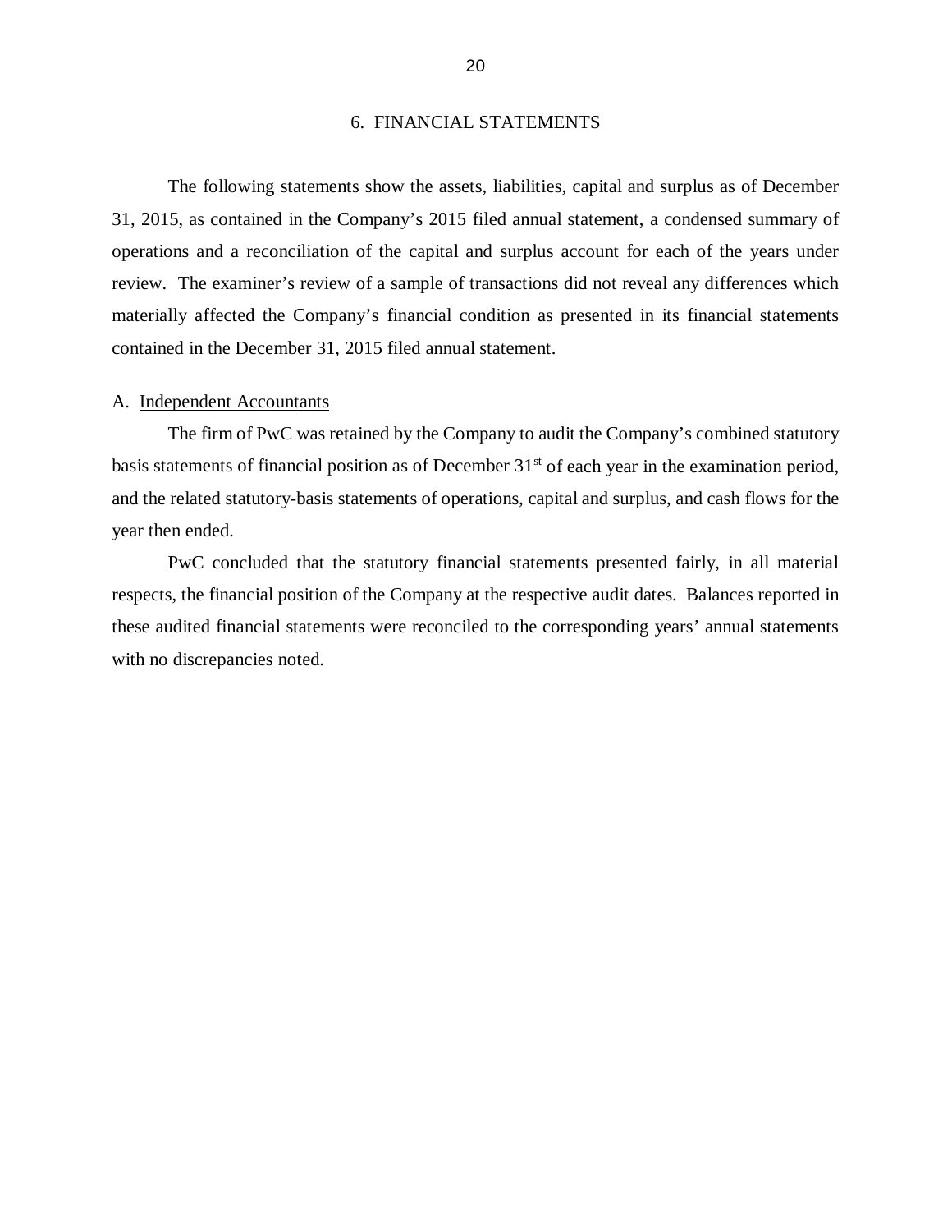## 6. FINANCIAL STATEMENTS

The following statements show the assets, liabilities, capital and surplus as of December 31, 2015, as contained in the Company's 2015 filed annual statement, a condensed summary of operations and a reconciliation of the capital and surplus account for each of the years under review. The examiner's review of a sample of transactions did not reveal any differences which materially affected the Company's financial condition as presented in its financial statements contained in the December 31, 2015 filed annual statement.

### A. Independent Accountants

The firm of PwC was retained by the Company to audit the Company's combined statutory basis statements of financial position as of December 31st of each year in the examination period, and the related statutory-basis statements of operations, capital and surplus, and cash flows for the year then ended.

PwC concluded that the statutory financial statements presented fairly, in all material respects, the financial position of the Company at the respective audit dates. Balances reported in these audited financial statements were reconciled to the corresponding years' annual statements with no discrepancies noted.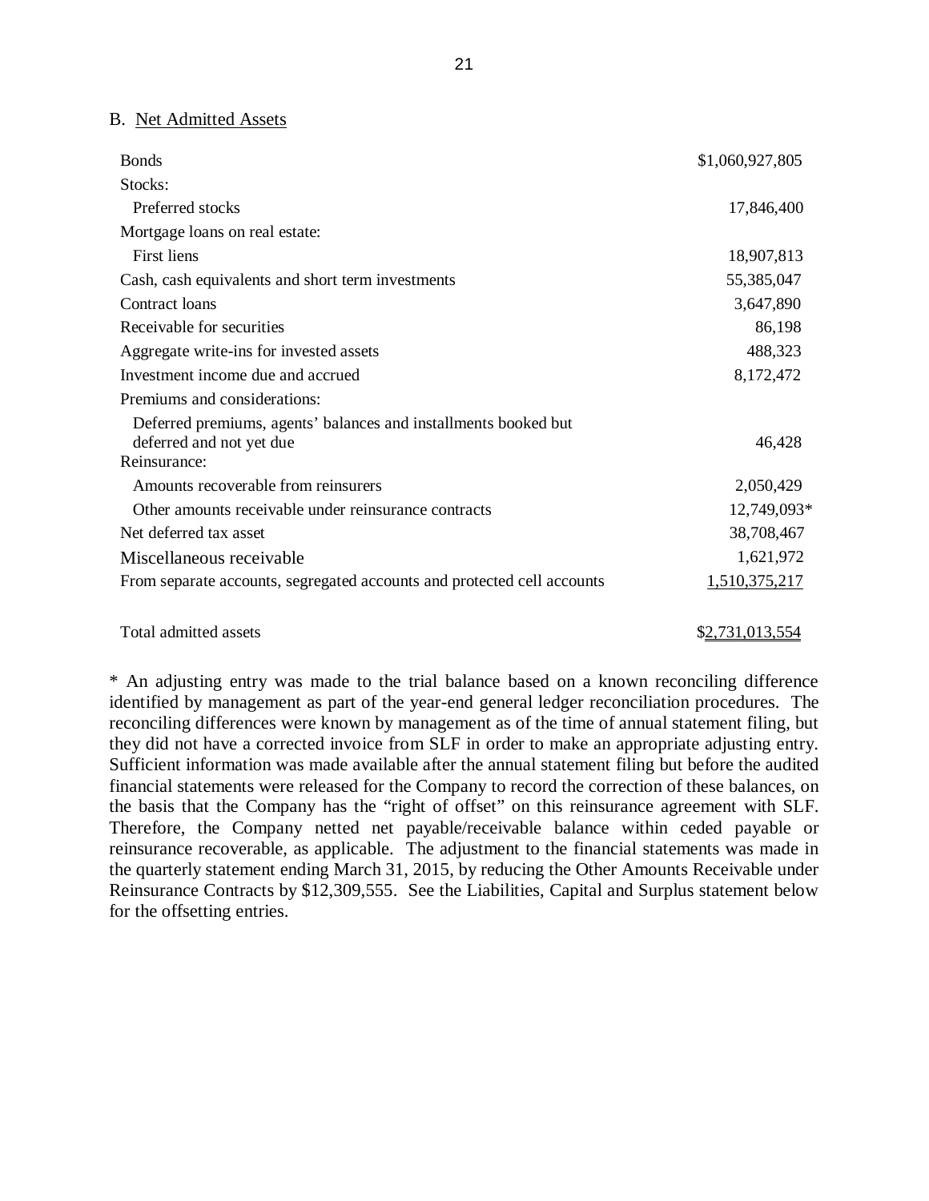## B. Net Admitted Assets

| | |
|---|---|
| Bonds | $1,060,927,805 |
| Stocks: | |
| Preferred stocks | 17,846,400 |
| Mortgage loans on real estate: | |
| First liens | 18,907,813 |
| Cash, cash equivalents and short term investments | 55,385,047 |
| Contract loans | 3,647,890 |
| Receivable for securities | 86,198 |
| Aggregate write-ins for invested assets | 488,323 |
| Investment income due and accrued | 8,172,472 |
| Premiums and considerations: | |
| Deferred premiums, agents' balances and installments booked but deferred and not yet due | 46,428 |
| Reinsurance: | |
| Amounts recoverable from reinsurers | 2,050,429 |
| Other amounts receivable under reinsurance contracts | 12,749,093* |
| Net deferred tax asset | 38,708,467 |
| Miscellaneous receivable | 1,621,972 |
| From separate accounts, segregated accounts and protected cell accounts | 1,510,375,217 |
| | |
| Total admitted assets | $2,731,013,554 |

* An adjusting entry was made to the trial balance based on a known reconciling difference identified by management as part of the year-end general ledger reconciliation procedures. The reconciling differences were known by management as of the time of annual statement filing, but they did not have a corrected invoice from SLF in order to make an appropriate adjusting entry. Sufficient information was made available after the annual statement filing but before the audited financial statements were released for the Company to record the correction of these balances, on the basis that the Company has the "right of offset" on this reinsurance agreement with SLF. Therefore, the Company netted net payable/receivable balance within ceded payable or reinsurance recoverable, as applicable. The adjustment to the financial statements was made in the quarterly statement ending March 31, 2015, by reducing the Other Amounts Receivable under Reinsurance Contracts by $12,309,555. See the Liabilities, Capital and Surplus statement below for the offsetting entries.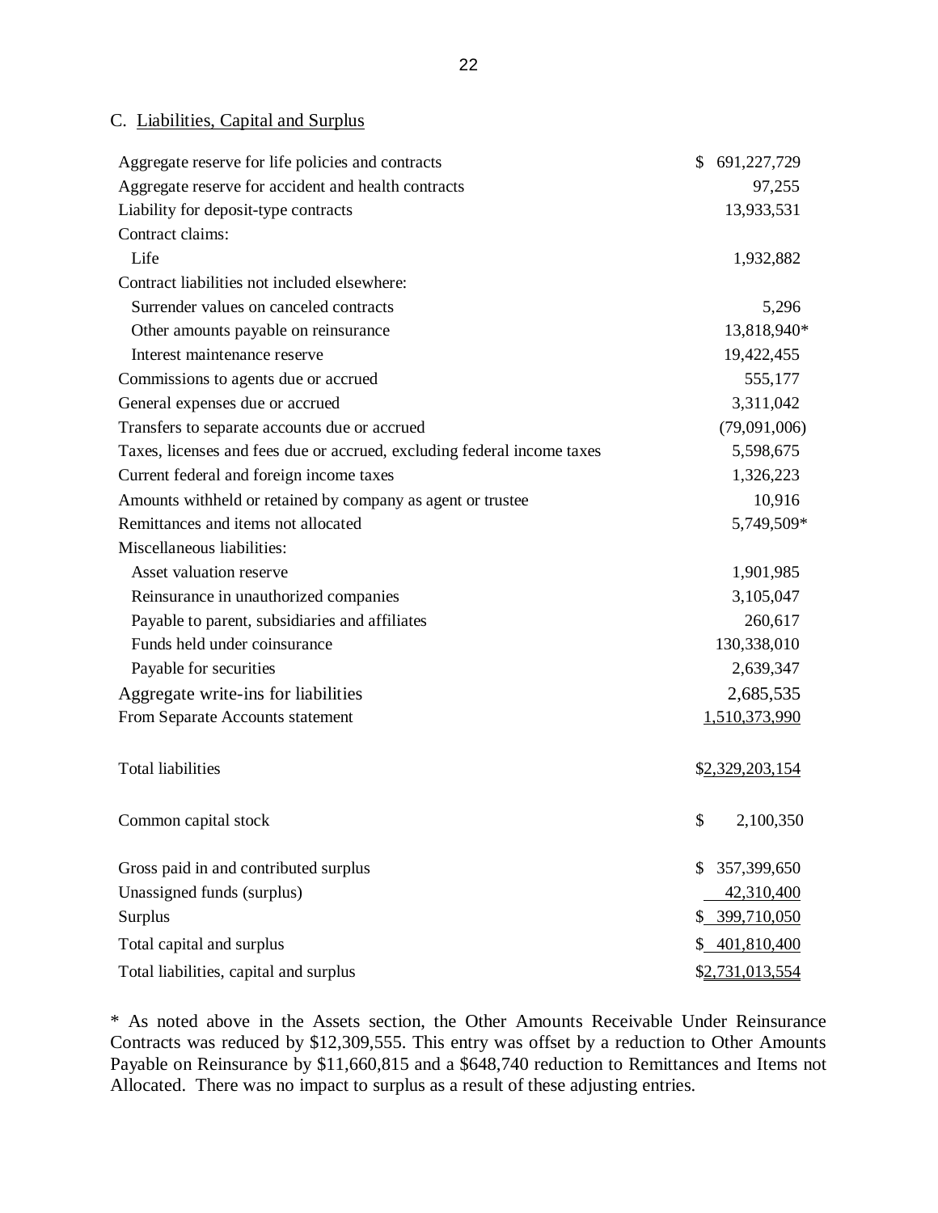C. Liabilities, Capital and Surplus

| | |
|---|---|
| Aggregate reserve for life policies and contracts | $ 691,227,729 |
| Aggregate reserve for accident and health contracts | 97,255 |
| Liability for deposit-type contracts | 13,933,531 |
| Contract claims: | |
| Life | 1,932,882 |
| Contract liabilities not included elsewhere: | |
| Surrender values on canceled contracts | 5,296 |
| Other amounts payable on reinsurance | 13,818,940* |
| Interest maintenance reserve | 19,422,455 |
| Commissions to agents due or accrued | 555,177 |
| General expenses due or accrued | 3,311,042 |
| Transfers to separate accounts due or accrued | (79,091,006) |
| Taxes, licenses and fees due or accrued, excluding federal income taxes | 5,598,675 |
| Current federal and foreign income taxes | 1,326,223 |
| Amounts withheld or retained by company as agent or trustee | 10,916 |
| Remittances and items not allocated | 5,749,509* |
| Miscellaneous liabilities: | |
| Asset valuation reserve | 1,901,985 |
| Reinsurance in unauthorized companies | 3,105,047 |
| Payable to parent, subsidiaries and affiliates | 260,617 |
| Funds held under coinsurance | 130,338,010 |
| Payable for securities | 2,639,347 |
| Aggregate write-ins for liabilities | 2,685,535 |
| From Separate Accounts statement | 1,510,373,990 |
| Total liabilities | $2,329,203,154 |
| Common capital stock | $ 2,100,350 |
| Gross paid in and contributed surplus | $ 357,399,650 |
| Unassigned funds (surplus) | 42,310,400 |
| Surplus | $ 399,710,050 |
| Total capital and surplus | $ 401,810,400 |
| Total liabilities, capital and surplus | $2,731,013,554 |

* As noted above in the Assets section, the Other Amounts Receivable Under Reinsurance Contracts was reduced by $12,309,555. This entry was offset by a reduction to Other Amounts Payable on Reinsurance by $11,660,815 and a $648,740 reduction to Remittances and Items not Allocated. There was no impact to surplus as a result of these adjusting entries.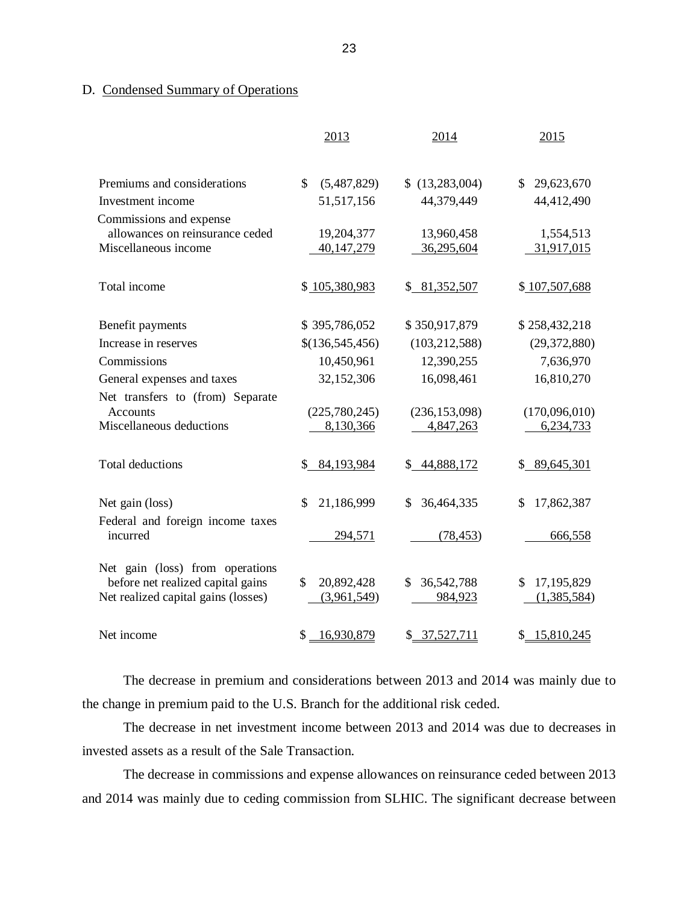D. Condensed Summary of Operations

| | 2013 | 2014 | 2015 |
|---|---|---|---|
| Premiums and considerations | $ (5,487,829) | $ (13,283,004) | $ 29,623,670 |
| Investment income | 51,517,156 | 44,379,449 | 44,412,490 |
| Commissions and expense allowances on reinsurance ceded | 19,204,377 | 13,960,458 | 1,554,513 |
| Miscellaneous income | 40,147,279 | 36,295,604 | 31,917,015 |
| Total income | $ 105,380,983 | $ 81,352,507 | $ 107,507,688 |
| Benefit payments | $ 395,786,052 | $ 350,917,879 | $ 258,432,218 |
| Increase in reserves | $(136,545,456) | (103,212,588) | (29,372,880) |
| Commissions | 10,450,961 | 12,390,255 | 7,636,970 |
| General expenses and taxes | 32,152,306 | 16,098,461 | 16,810,270 |
| Net transfers to (from) Separate Accounts | (225,780,245) | (236,153,098) | (170,096,010) |
| Miscellaneous deductions | 8,130,366 | 4,847,263 | 6,234,733 |
| Total deductions | $ 84,193,984 | $ 44,888,172 | $ 89,645,301 |
| Net gain (loss) | $ 21,186,999 | $ 36,464,335 | $ 17,862,387 |
| Federal and foreign income taxes incurred | 294,571 | (78,453) | 666,558 |
| Net gain (loss) from operations before net realized capital gains | $ 20,892,428 | $ 36,542,788 | $ 17,195,829 |
| Net realized capital gains (losses) | (3,961,549) | 984,923 | (1,385,584) |
| Net income | $ 16,930,879 | $ 37,527,711 | $ 15,810,245 |

The decrease in premium and considerations between 2013 and 2014 was mainly due to the change in premium paid to the U.S. Branch for the additional risk ceded.

The decrease in net investment income between 2013 and 2014 was due to decreases in invested assets as a result of the Sale Transaction.

The decrease in commissions and expense allowances on reinsurance ceded between 2013 and 2014 was mainly due to ceding commission from SLHIC. The significant decrease between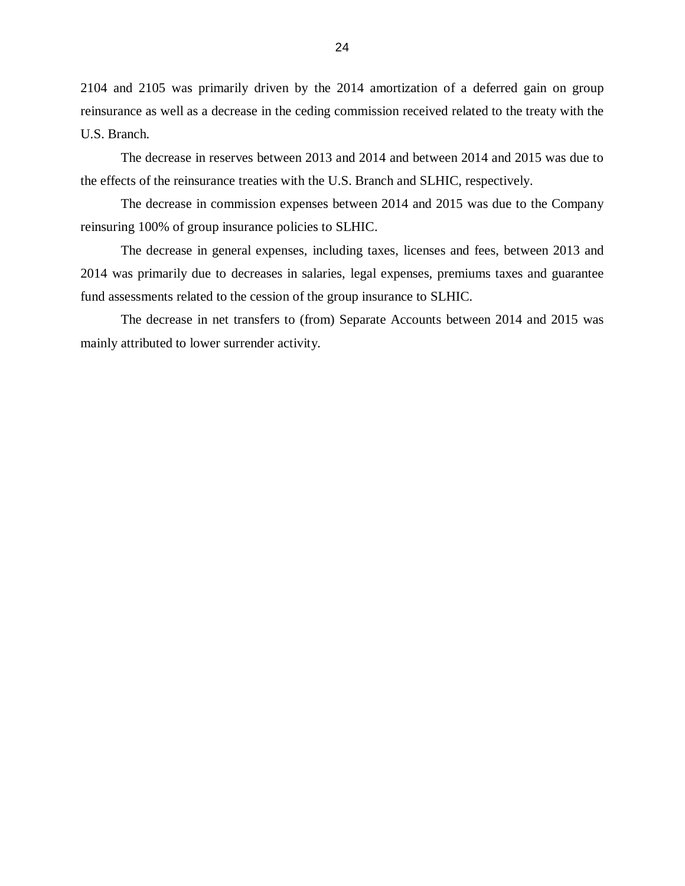2104 and 2105 was primarily driven by the 2014 amortization of a deferred gain on group reinsurance as well as a decrease in the ceding commission received related to the treaty with the U.S. Branch.

The decrease in reserves between 2013 and 2014 and between 2014 and 2015 was due to the effects of the reinsurance treaties with the U.S. Branch and SLHIC, respectively.

The decrease in commission expenses between 2014 and 2015 was due to the Company reinsuring 100% of group insurance policies to SLHIC.

The decrease in general expenses, including taxes, licenses and fees, between 2013 and 2014 was primarily due to decreases in salaries, legal expenses, premiums taxes and guarantee fund assessments related to the cession of the group insurance to SLHIC.

The decrease in net transfers to (from) Separate Accounts between 2014 and 2015 was mainly attributed to lower surrender activity.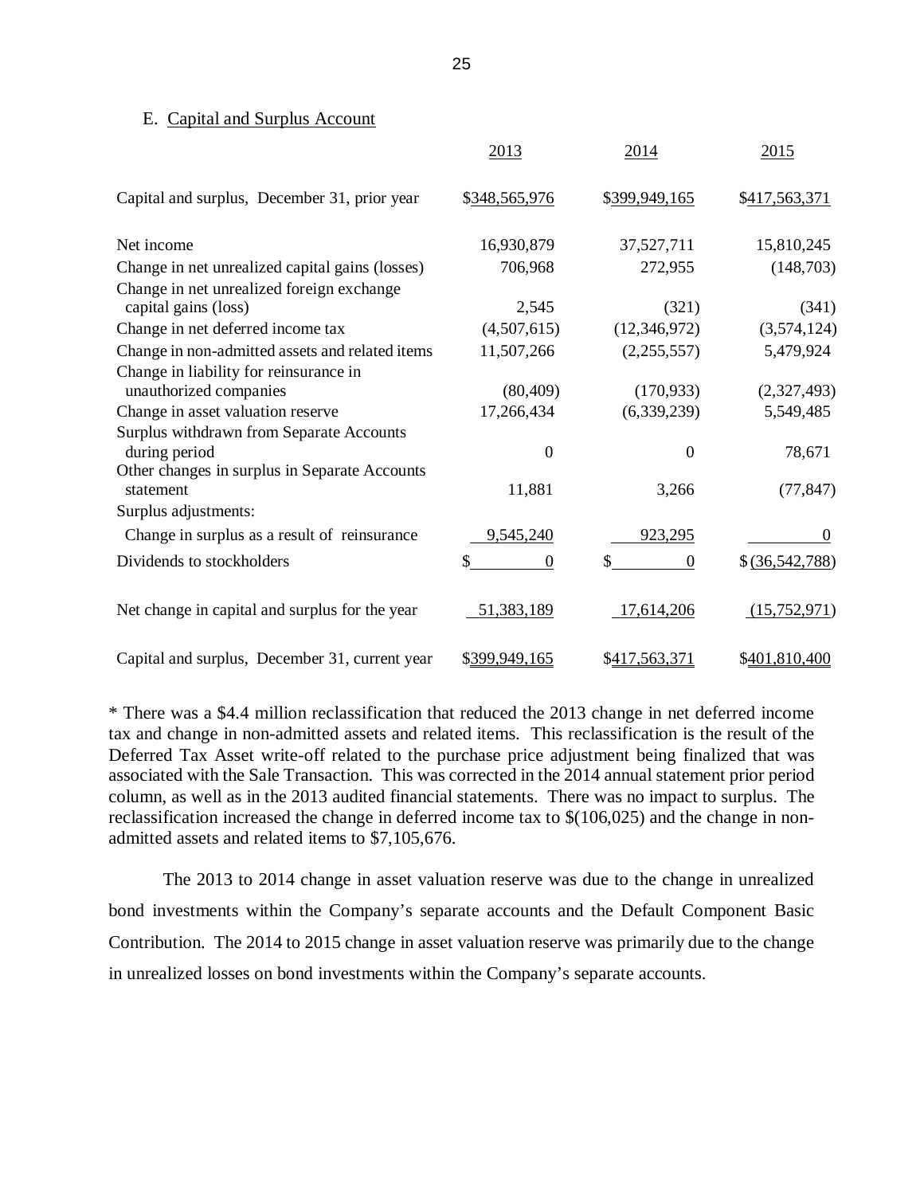E. Capital and Surplus Account

| | 2013 | 2014 | 2015 |
|---|---|---|---|
| Capital and surplus, December 31, prior year | $348,565,976 | $399,949,165 | $417,563,371 |
| Net income | 16,930,879 | 37,527,711 | 15,810,245 |
| Change in net unrealized capital gains (losses) | 706,968 | 272,955 | (148,703) |
| Change in net unrealized foreign exchange capital gains (loss) | 2,545 | (321) | (341) |
| Change in net deferred income tax | (4,507,615) | (12,346,972) | (3,574,124) |
| Change in non-admitted assets and related items | 11,507,266 | (2,255,557) | 5,479,924 |
| Change in liability for reinsurance in unauthorized companies | (80,409) | (170,933) | (2,327,493) |
| Change in asset valuation reserve | 17,266,434 | (6,339,239) | 5,549,485 |
| Surplus withdrawn from Separate Accounts during period | 0 | 0 | 78,671 |
| Other changes in surplus in Separate Accounts statement | 11,881 | 3,266 | (77,847) |
| Surplus adjustments: | | | |
| Change in surplus as a result of reinsurance | 9,545,240 | 923,295 | 0 |
| Dividends to stockholders | $ 0 | $ 0 | $ (36,542,788) |
| Net change in capital and surplus for the year | 51,383,189 | 17,614,206 | (15,752,971) |
| Capital and surplus, December 31, current year | $399,949,165 | $417,563,371 | $401,810,400 |

* There was a $4.4 million reclassification that reduced the 2013 change in net deferred income tax and change in non-admitted assets and related items. This reclassification is the result of the Deferred Tax Asset write-off related to the purchase price adjustment being finalized that was associated with the Sale Transaction. This was corrected in the 2014 annual statement prior period column, as well as in the 2013 audited financial statements. There was no impact to surplus. The reclassification increased the change in deferred income tax to $(106,025) and the change in non-admitted assets and related items to $7,105,676.

The 2013 to 2014 change in asset valuation reserve was due to the change in unrealized bond investments within the Company's separate accounts and the Default Component Basic Contribution. The 2014 to 2015 change in asset valuation reserve was primarily due to the change in unrealized losses on bond investments within the Company's separate accounts.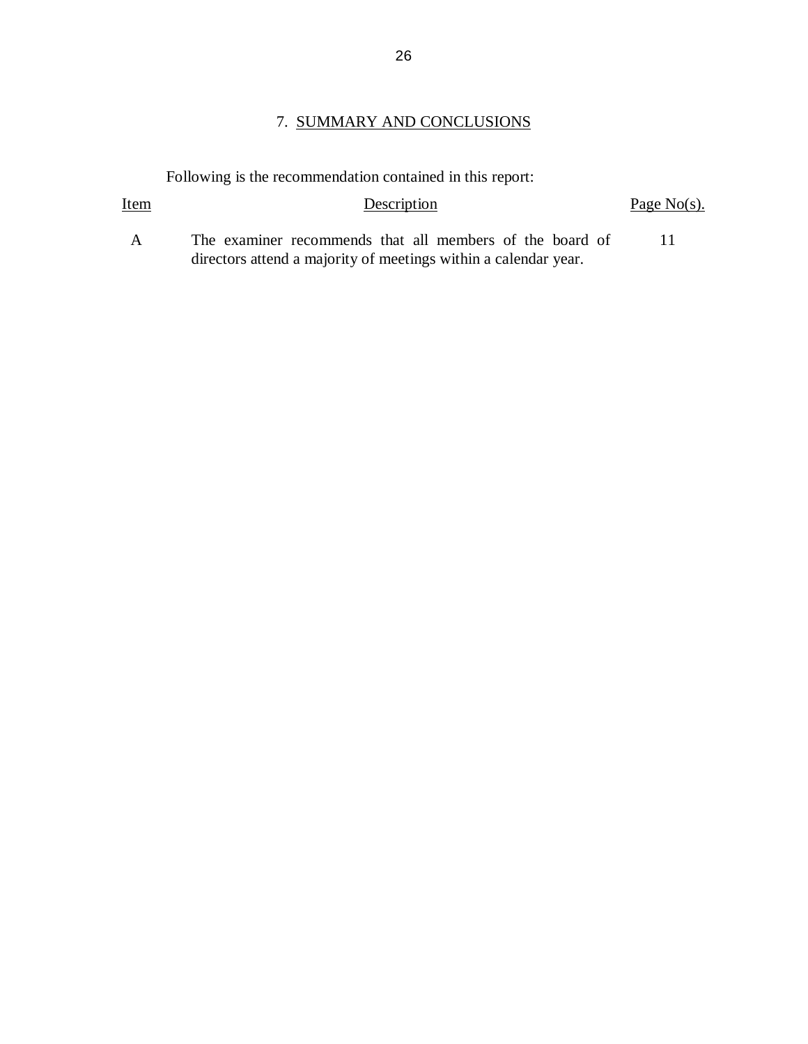## 7. SUMMARY AND CONCLUSIONS

Following is the recommendation contained in this report:

| Item | Description | Page No(s). |
|---|---|---|
| A | The examiner recommends that all members of the board of directors attend a majority of meetings within a calendar year. | 11 |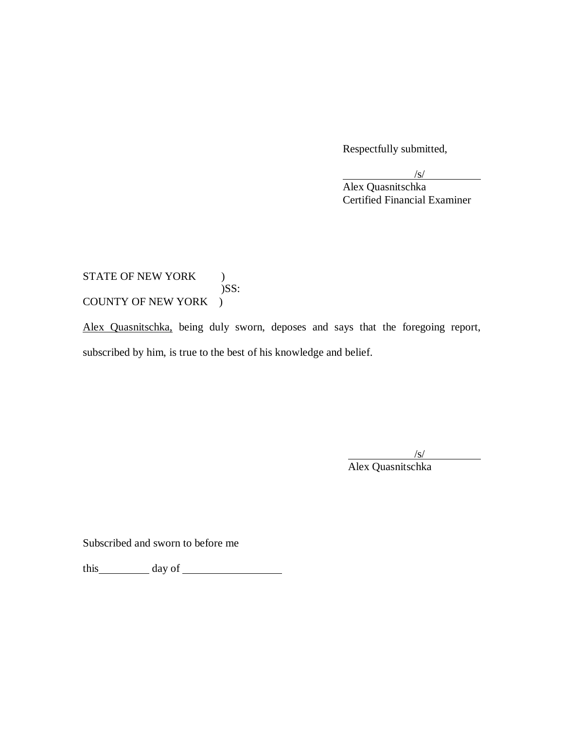Respectfully submitted,

/s/
Alex Quasnitschka
Certified Financial Examiner

STATE OF NEW YORK )
)SS:
COUNTY OF NEW YORK )

Alex Quasnitschka, being duly sworn, deposes and says that the foregoing report, subscribed by him, is true to the best of his knowledge and belief.

/s/
Alex Quasnitschka

Subscribed and sworn to before me

this\_\_\_\_\_\_\_\_\_ day of \_\_\_\_\_\_\_\_\_\_\_\_\_\_\_\_\_\_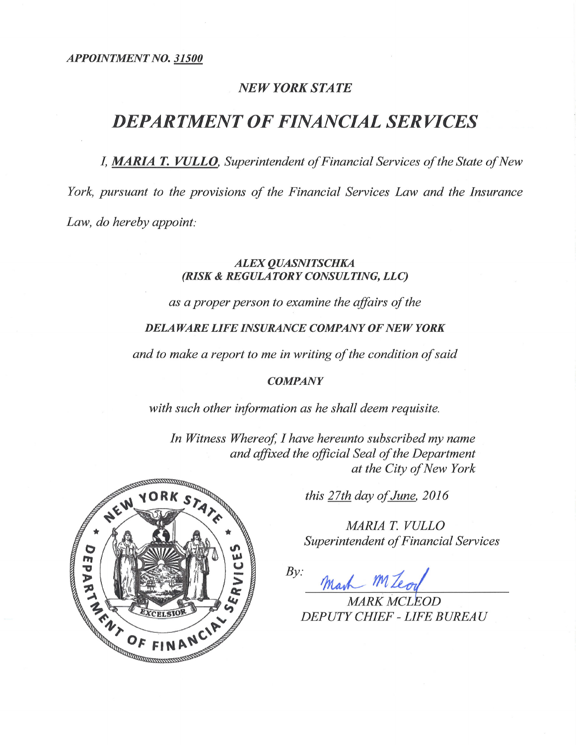*APPOINTMENT NO. 31500*

*NEW YORK STATE*

# *DEPARTMENT OF FINANCIAL SERVICES*

*I, **MARIA T. VULLO**, Superintendent of Financial Services of the State of New York, pursuant to the provisions of the Financial Services Law and the Insurance Law, do hereby appoint:*

***ALEX QUASNITSCHKA***
***(RISK & REGULATORY CONSULTING, LLC)***

*as a proper person to examine the affairs of the*

***DELAWARE LIFE INSURANCE COMPANY OF NEW YORK***

*and to make a report to me in writing of the condition of said*

***COMPANY***

*with such other information as he shall deem requisite.*

*In Witness Whereof, I have hereunto subscribed my name and affixed the official Seal of the Department at the City of New York*

*this 27th day of June, 2016*

*MARIA T. VULLO*
*Superintendent of Financial Services*

*By:* Mark McLeod

*MARK MCLEOD*
*DEPUTY CHIEF - LIFE BUREAU*

NEW YORK STATE DEPARTMENT OF FINANCIAL SERVICES
EXCELSIOR